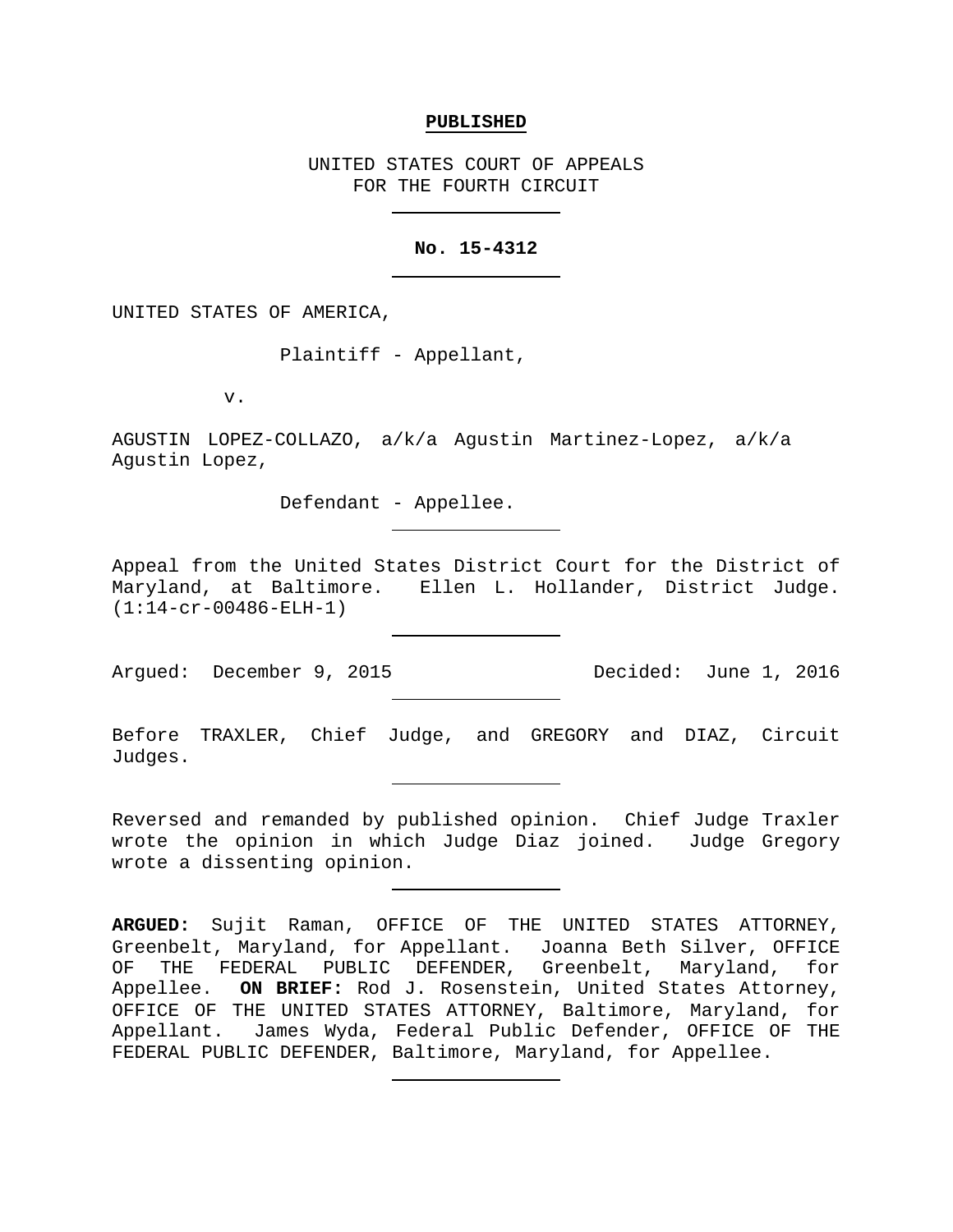**PUBLISHED**

UNITED STATES COURT OF APPEALS
FOR THE FOURTH CIRCUIT

---

**No. 15-4312**

---

UNITED STATES OF AMERICA,

Plaintiff - Appellant,

v.

AGUSTIN LOPEZ-COLLAZO, a/k/a Agustin Martinez-Lopez, a/k/a Agustin Lopez,

Defendant - Appellee.

---

Appeal from the United States District Court for the District of Maryland, at Baltimore. Ellen L. Hollander, District Judge. (1:14-cr-00486-ELH-1)

---

Argued: December 9, 2015 Decided: June 1, 2016

---

Before TRAXLER, Chief Judge, and GREGORY and DIAZ, Circuit Judges.

---

Reversed and remanded by published opinion. Chief Judge Traxler wrote the opinion in which Judge Diaz joined. Judge Gregory wrote a dissenting opinion.

---

**ARGUED:** Sujit Raman, OFFICE OF THE UNITED STATES ATTORNEY, Greenbelt, Maryland, for Appellant. Joanna Beth Silver, OFFICE OF THE FEDERAL PUBLIC DEFENDER, Greenbelt, Maryland, for Appellee. **ON BRIEF:** Rod J. Rosenstein, United States Attorney, OFFICE OF THE UNITED STATES ATTORNEY, Baltimore, Maryland, for Appellant. James Wyda, Federal Public Defender, OFFICE OF THE FEDERAL PUBLIC DEFENDER, Baltimore, Maryland, for Appellee.

---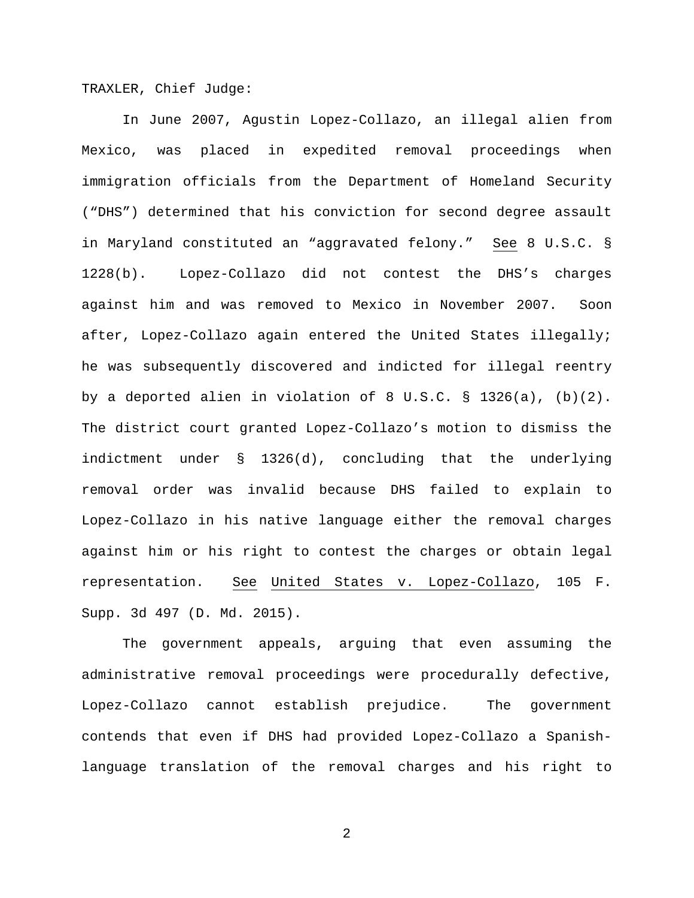TRAXLER, Chief Judge:

In June 2007, Agustin Lopez-Collazo, an illegal alien from Mexico, was placed in expedited removal proceedings when immigration officials from the Department of Homeland Security ("DHS") determined that his conviction for second degree assault in Maryland constituted an "aggravated felony." See 8 U.S.C. § 1228(b). Lopez-Collazo did not contest the DHS's charges against him and was removed to Mexico in November 2007. Soon after, Lopez-Collazo again entered the United States illegally; he was subsequently discovered and indicted for illegal reentry by a deported alien in violation of 8 U.S.C. § 1326(a), (b)(2). The district court granted Lopez-Collazo's motion to dismiss the indictment under § 1326(d), concluding that the underlying removal order was invalid because DHS failed to explain to Lopez-Collazo in his native language either the removal charges against him or his right to contest the charges or obtain legal representation. See United States v. Lopez-Collazo, 105 F. Supp. 3d 497 (D. Md. 2015).

The government appeals, arguing that even assuming the administrative removal proceedings were procedurally defective, Lopez-Collazo cannot establish prejudice. The government contends that even if DHS had provided Lopez-Collazo a Spanish-language translation of the removal charges and his right to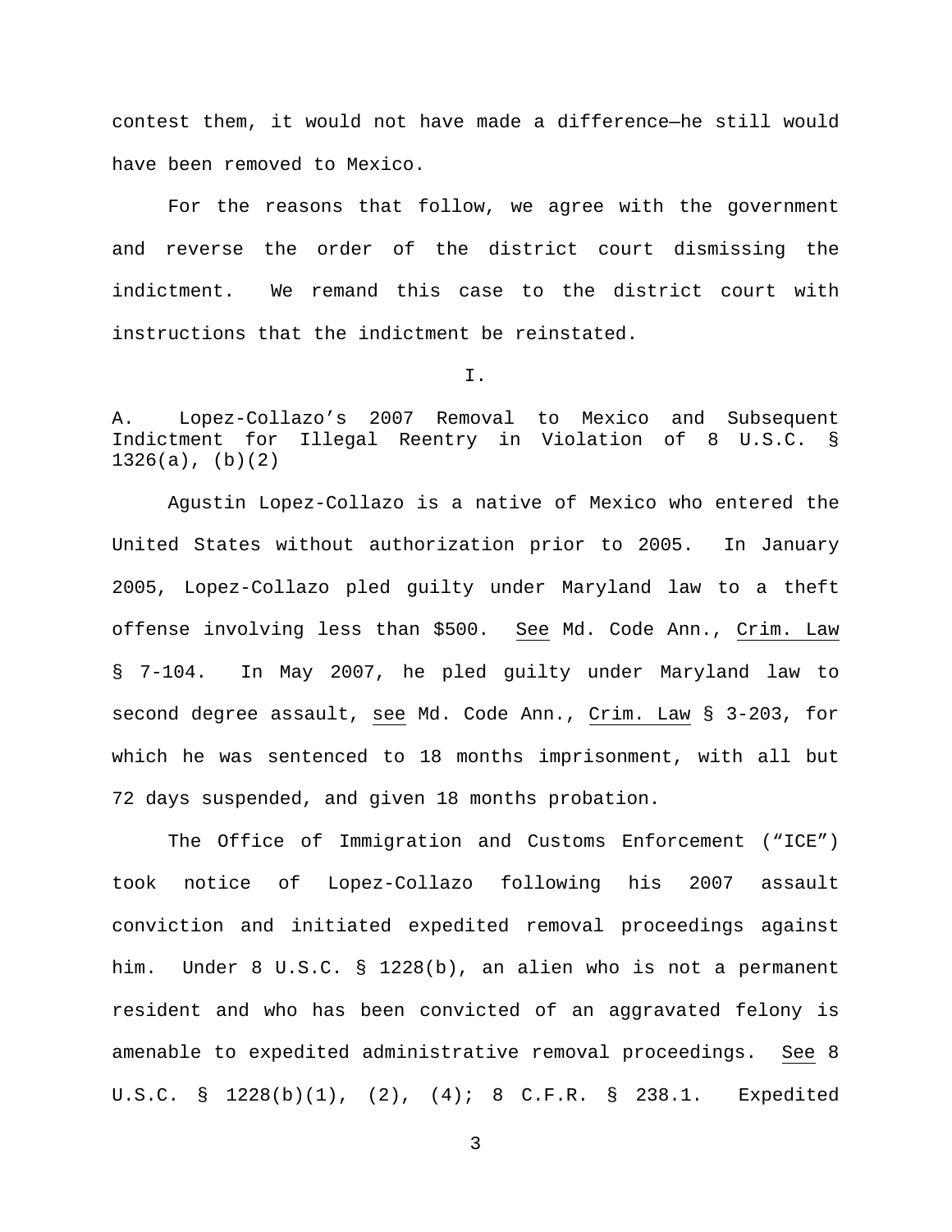contest them, it would not have made a difference—he still would have been removed to Mexico.

For the reasons that follow, we agree with the government and reverse the order of the district court dismissing the indictment. We remand this case to the district court with instructions that the indictment be reinstated.

## I.

### A. Lopez-Collazo's 2007 Removal to Mexico and Subsequent Indictment for Illegal Reentry in Violation of 8 U.S.C. § 1326(a), (b)(2)

Agustin Lopez-Collazo is a native of Mexico who entered the United States without authorization prior to 2005. In January 2005, Lopez-Collazo pled guilty under Maryland law to a theft offense involving less than $500. See Md. Code Ann., Crim. Law § 7-104. In May 2007, he pled guilty under Maryland law to second degree assault, see Md. Code Ann., Crim. Law § 3-203, for which he was sentenced to 18 months imprisonment, with all but 72 days suspended, and given 18 months probation.

The Office of Immigration and Customs Enforcement ("ICE") took notice of Lopez-Collazo following his 2007 assault conviction and initiated expedited removal proceedings against him. Under 8 U.S.C. § 1228(b), an alien who is not a permanent resident and who has been convicted of an aggravated felony is amenable to expedited administrative removal proceedings. See 8 U.S.C. § 1228(b)(1), (2), (4); 8 C.F.R. § 238.1. Expedited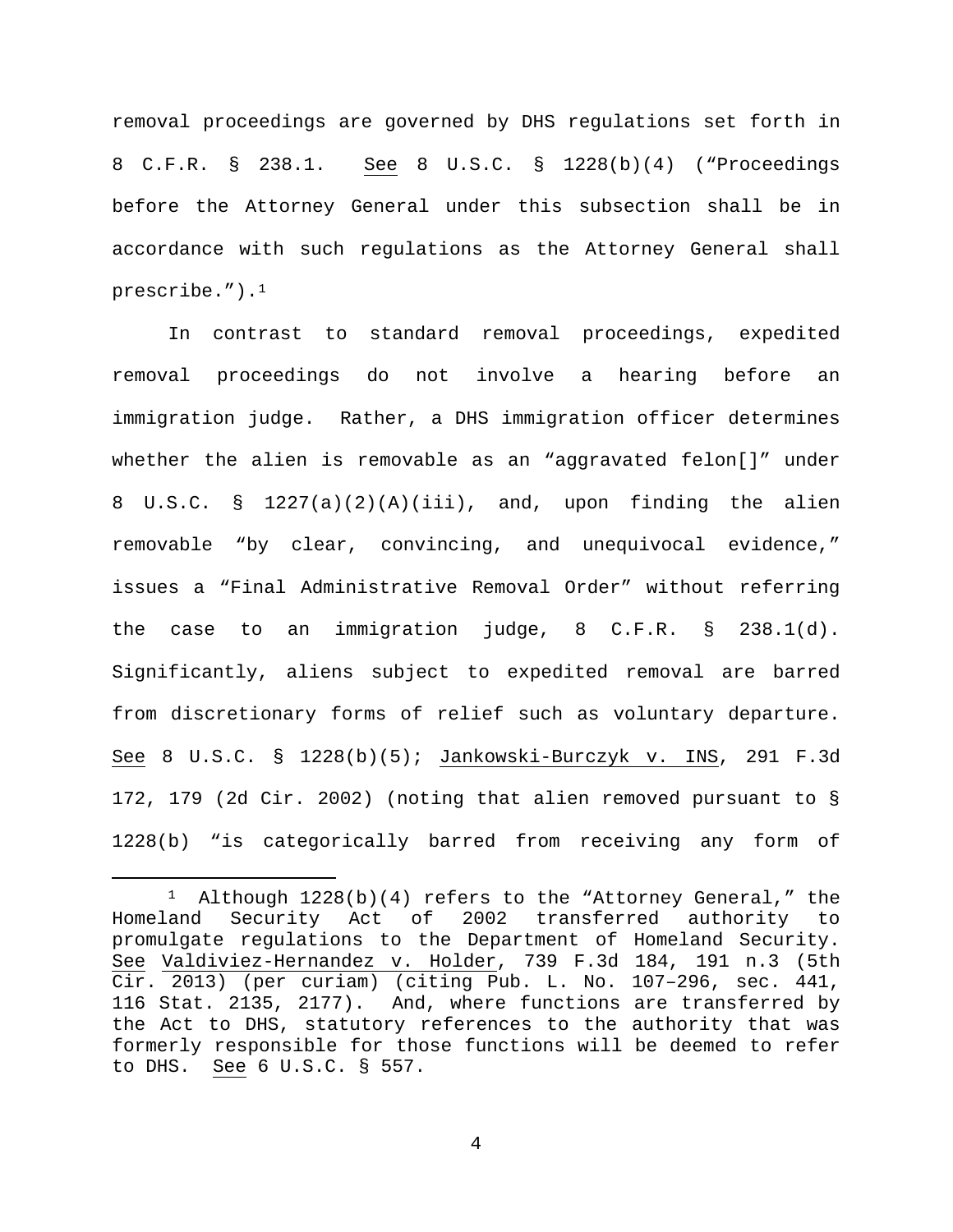removal proceedings are governed by DHS regulations set forth in 8 C.F.R. § 238.1. See 8 U.S.C. § 1228(b)(4) ("Proceedings before the Attorney General under this subsection shall be in accordance with such regulations as the Attorney General shall prescribe.").[1]

In contrast to standard removal proceedings, expedited removal proceedings do not involve a hearing before an immigration judge. Rather, a DHS immigration officer determines whether the alien is removable as an "aggravated felon[]" under 8 U.S.C. § 1227(a)(2)(A)(iii), and, upon finding the alien removable "by clear, convincing, and unequivocal evidence," issues a "Final Administrative Removal Order" without referring the case to an immigration judge, 8 C.F.R. § 238.1(d). Significantly, aliens subject to expedited removal are barred from discretionary forms of relief such as voluntary departure. See 8 U.S.C. § 1228(b)(5); Jankowski-Burczyk v. INS, 291 F.3d 172, 179 (2d Cir. 2002) (noting that alien removed pursuant to § 1228(b) "is categorically barred from receiving any form of

---

[1] Although 1228(b)(4) refers to the "Attorney General," the Homeland Security Act of 2002 transferred authority to promulgate regulations to the Department of Homeland Security. See Valdiviez-Hernandez v. Holder, 739 F.3d 184, 191 n.3 (5th Cir. 2013) (per curiam) (citing Pub. L. No. 107–296, sec. 441, 116 Stat. 2135, 2177). And, where functions are transferred by the Act to DHS, statutory references to the authority that was formerly responsible for those functions will be deemed to refer to DHS. See 6 U.S.C. § 557.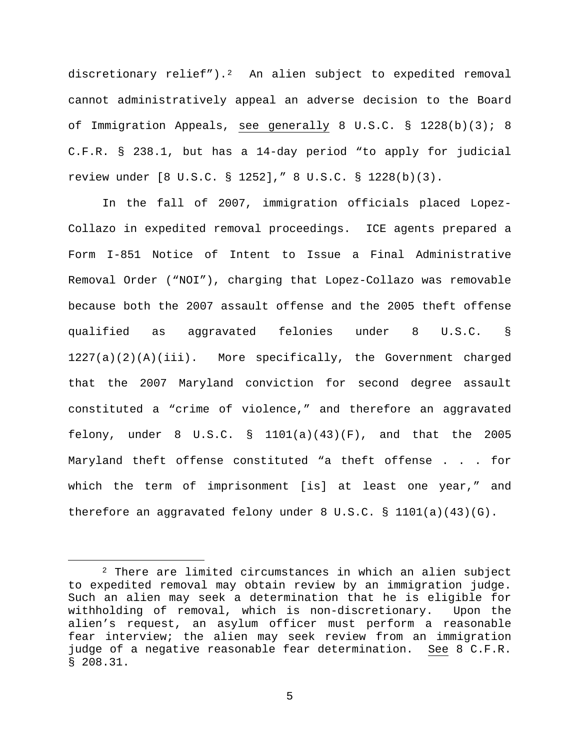discretionary relief").[2] An alien subject to expedited removal cannot administratively appeal an adverse decision to the Board of Immigration Appeals, see generally 8 U.S.C. § 1228(b)(3); 8 C.F.R. § 238.1, but has a 14-day period "to apply for judicial review under [8 U.S.C. § 1252]," 8 U.S.C. § 1228(b)(3).

In the fall of 2007, immigration officials placed Lopez-Collazo in expedited removal proceedings. ICE agents prepared a Form I-851 Notice of Intent to Issue a Final Administrative Removal Order ("NOI"), charging that Lopez-Collazo was removable because both the 2007 assault offense and the 2005 theft offense qualified as aggravated felonies under 8 U.S.C. § 1227(a)(2)(A)(iii). More specifically, the Government charged that the 2007 Maryland conviction for second degree assault constituted a "crime of violence," and therefore an aggravated felony, under 8 U.S.C. § 1101(a)(43)(F), and that the 2005 Maryland theft offense constituted "a theft offense . . . for which the term of imprisonment [is] at least one year," and therefore an aggravated felony under 8 U.S.C. § 1101(a)(43)(G).

[2] There are limited circumstances in which an alien subject to expedited removal may obtain review by an immigration judge. Such an alien may seek a determination that he is eligible for withholding of removal, which is non-discretionary. Upon the alien's request, an asylum officer must perform a reasonable fear interview; the alien may seek review from an immigration judge of a negative reasonable fear determination. See 8 C.F.R. § 208.31.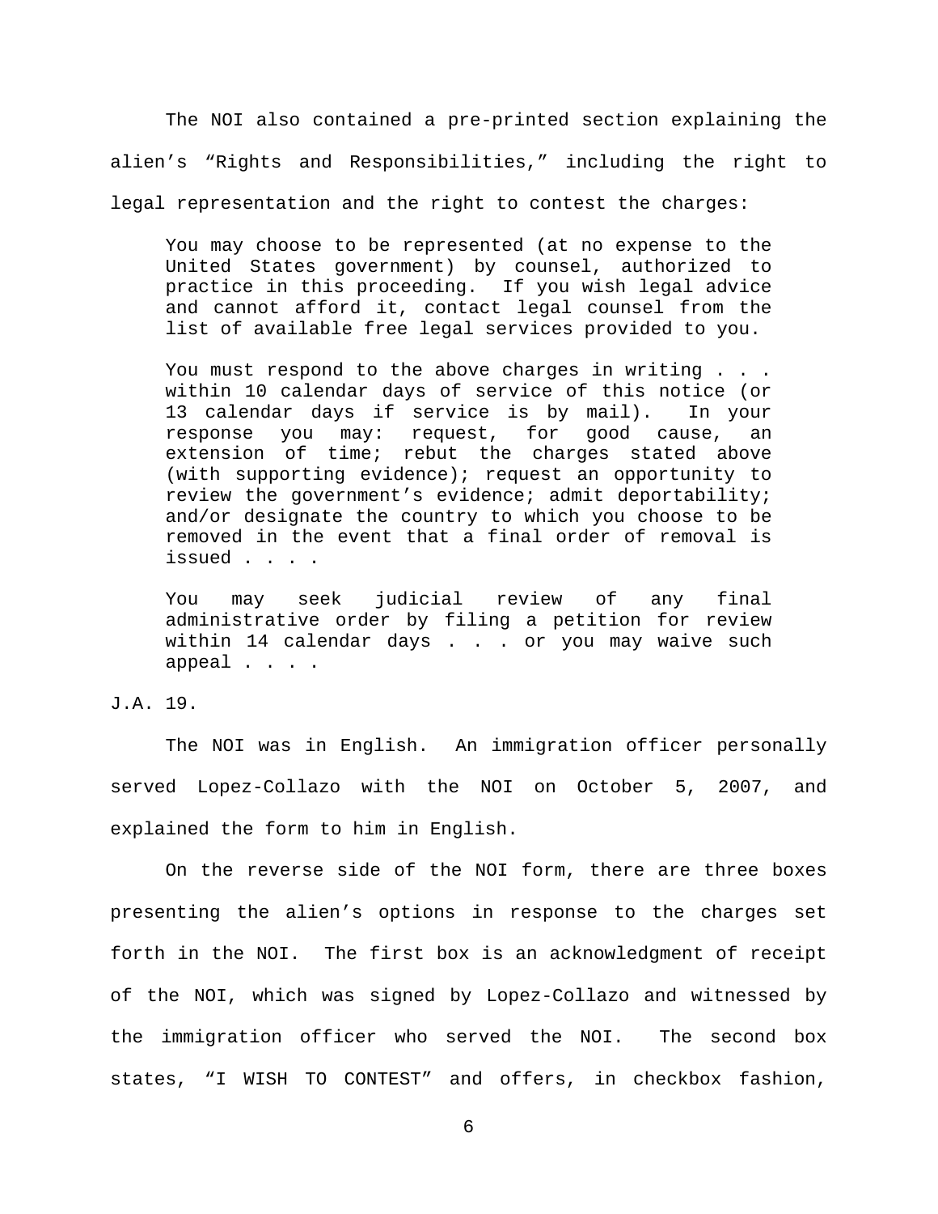The NOI also contained a pre-printed section explaining the alien's "Rights and Responsibilities," including the right to legal representation and the right to contest the charges:

> You may choose to be represented (at no expense to the United States government) by counsel, authorized to practice in this proceeding. If you wish legal advice and cannot afford it, contact legal counsel from the list of available free legal services provided to you.
>
> You must respond to the above charges in writing . . . within 10 calendar days of service of this notice (or 13 calendar days if service is by mail). In your response you may: request, for good cause, an extension of time; rebut the charges stated above (with supporting evidence); request an opportunity to review the government's evidence; admit deportability; and/or designate the country to which you choose to be removed in the event that a final order of removal is issued . . . .
>
> You may seek judicial review of any final administrative order by filing a petition for review within 14 calendar days . . . or you may waive such appeal . . . .

J.A. 19.

The NOI was in English. An immigration officer personally served Lopez-Collazo with the NOI on October 5, 2007, and explained the form to him in English.

On the reverse side of the NOI form, there are three boxes presenting the alien's options in response to the charges set forth in the NOI. The first box is an acknowledgment of receipt of the NOI, which was signed by Lopez-Collazo and witnessed by the immigration officer who served the NOI. The second box states, "I WISH TO CONTEST" and offers, in checkbox fashion,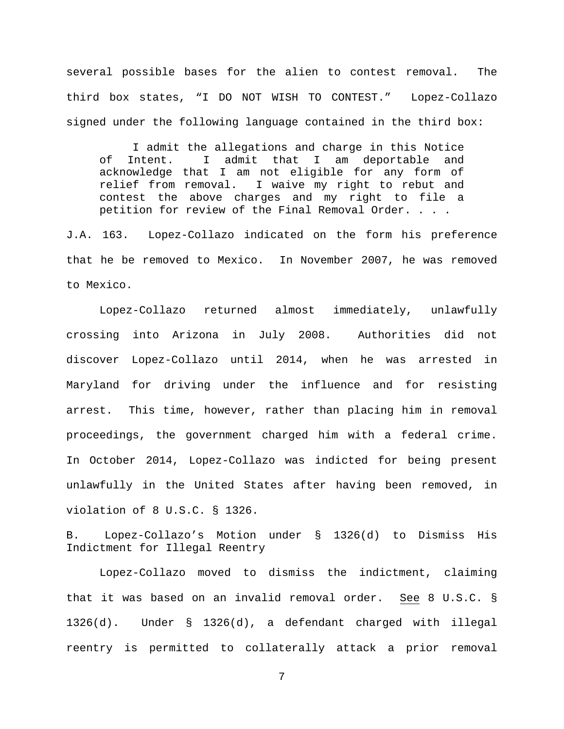several possible bases for the alien to contest removal. The third box states, "I DO NOT WISH TO CONTEST." Lopez-Collazo signed under the following language contained in the third box:

> I admit the allegations and charge in this Notice of Intent. I admit that I am deportable and acknowledge that I am not eligible for any form of relief from removal. I waive my right to rebut and contest the above charges and my right to file a petition for review of the Final Removal Order. . . .

J.A. 163. Lopez-Collazo indicated on the form his preference that he be removed to Mexico. In November 2007, he was removed to Mexico.

Lopez-Collazo returned almost immediately, unlawfully crossing into Arizona in July 2008. Authorities did not discover Lopez-Collazo until 2014, when he was arrested in Maryland for driving under the influence and for resisting arrest. This time, however, rather than placing him in removal proceedings, the government charged him with a federal crime. In October 2014, Lopez-Collazo was indicted for being present unlawfully in the United States after having been removed, in violation of 8 U.S.C. § 1326.

### B. Lopez-Collazo's Motion under § 1326(d) to Dismiss His Indictment for Illegal Reentry

Lopez-Collazo moved to dismiss the indictment, claiming that it was based on an invalid removal order. See 8 U.S.C. § 1326(d). Under § 1326(d), a defendant charged with illegal reentry is permitted to collaterally attack a prior removal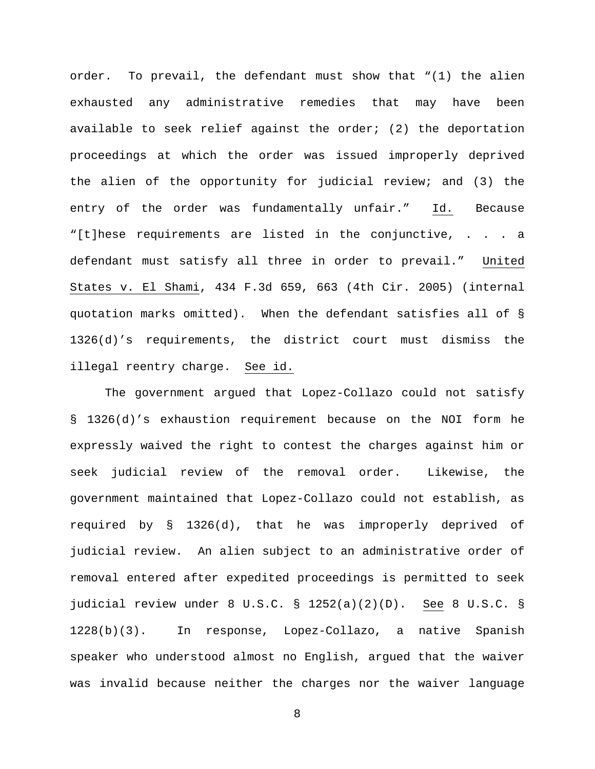order. To prevail, the defendant must show that "(1) the alien exhausted any administrative remedies that may have been available to seek relief against the order; (2) the deportation proceedings at which the order was issued improperly deprived the alien of the opportunity for judicial review; and (3) the entry of the order was fundamentally unfair." Id. Because "[t]hese requirements are listed in the conjunctive, . . . a defendant must satisfy all three in order to prevail." United States v. El Shami, 434 F.3d 659, 663 (4th Cir. 2005) (internal quotation marks omitted). When the defendant satisfies all of § 1326(d)'s requirements, the district court must dismiss the illegal reentry charge. See id.

The government argued that Lopez-Collazo could not satisfy § 1326(d)'s exhaustion requirement because on the NOI form he expressly waived the right to contest the charges against him or seek judicial review of the removal order. Likewise, the government maintained that Lopez-Collazo could not establish, as required by § 1326(d), that he was improperly deprived of judicial review. An alien subject to an administrative order of removal entered after expedited proceedings is permitted to seek judicial review under 8 U.S.C. § 1252(a)(2)(D). See 8 U.S.C. § 1228(b)(3). In response, Lopez-Collazo, a native Spanish speaker who understood almost no English, argued that the waiver was invalid because neither the charges nor the waiver language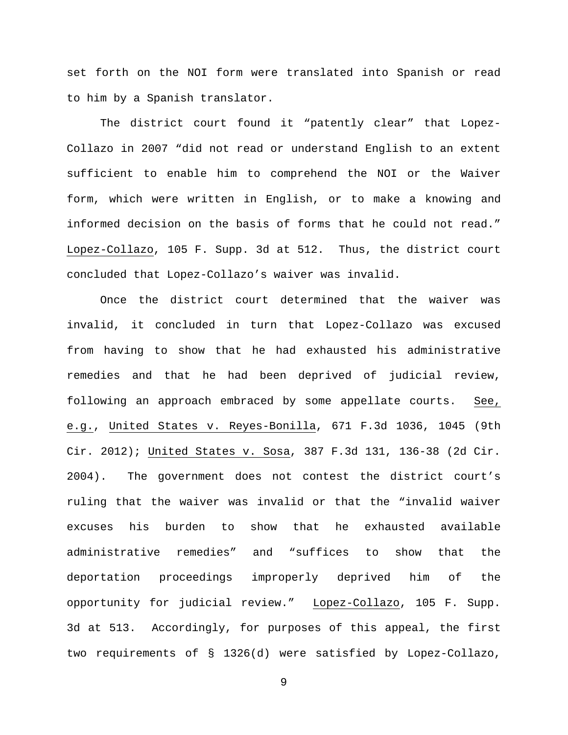set forth on the NOI form were translated into Spanish or read to him by a Spanish translator.

The district court found it "patently clear" that Lopez-Collazo in 2007 "did not read or understand English to an extent sufficient to enable him to comprehend the NOI or the Waiver form, which were written in English, or to make a knowing and informed decision on the basis of forms that he could not read." Lopez-Collazo, 105 F. Supp. 3d at 512. Thus, the district court concluded that Lopez-Collazo's waiver was invalid.

Once the district court determined that the waiver was invalid, it concluded in turn that Lopez-Collazo was excused from having to show that he had exhausted his administrative remedies and that he had been deprived of judicial review, following an approach embraced by some appellate courts. See, e.g., United States v. Reyes-Bonilla, 671 F.3d 1036, 1045 (9th Cir. 2012); United States v. Sosa, 387 F.3d 131, 136-38 (2d Cir. 2004). The government does not contest the district court's ruling that the waiver was invalid or that the "invalid waiver excuses his burden to show that he exhausted available administrative remedies" and "suffices to show that the deportation proceedings improperly deprived him of the opportunity for judicial review." Lopez-Collazo, 105 F. Supp. 3d at 513. Accordingly, for purposes of this appeal, the first two requirements of § 1326(d) were satisfied by Lopez-Collazo,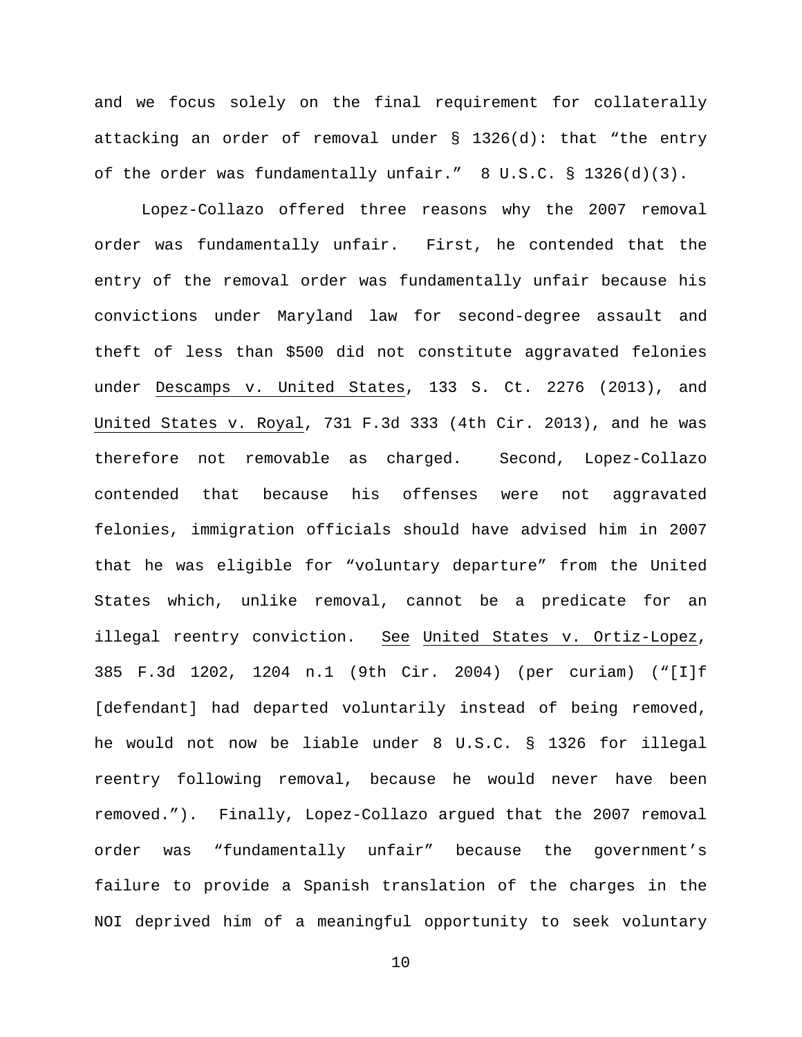and we focus solely on the final requirement for collaterally attacking an order of removal under § 1326(d): that "the entry of the order was fundamentally unfair." 8 U.S.C. § 1326(d)(3).

Lopez-Collazo offered three reasons why the 2007 removal order was fundamentally unfair. First, he contended that the entry of the removal order was fundamentally unfair because his convictions under Maryland law for second-degree assault and theft of less than $500 did not constitute aggravated felonies under Descamps v. United States, 133 S. Ct. 2276 (2013), and United States v. Royal, 731 F.3d 333 (4th Cir. 2013), and he was therefore not removable as charged. Second, Lopez-Collazo contended that because his offenses were not aggravated felonies, immigration officials should have advised him in 2007 that he was eligible for "voluntary departure" from the United States which, unlike removal, cannot be a predicate for an illegal reentry conviction. See United States v. Ortiz-Lopez, 385 F.3d 1202, 1204 n.1 (9th Cir. 2004) (per curiam) ("[I]f [defendant] had departed voluntarily instead of being removed, he would not now be liable under 8 U.S.C. § 1326 for illegal reentry following removal, because he would never have been removed."). Finally, Lopez-Collazo argued that the 2007 removal order was "fundamentally unfair" because the government's failure to provide a Spanish translation of the charges in the NOI deprived him of a meaningful opportunity to seek voluntary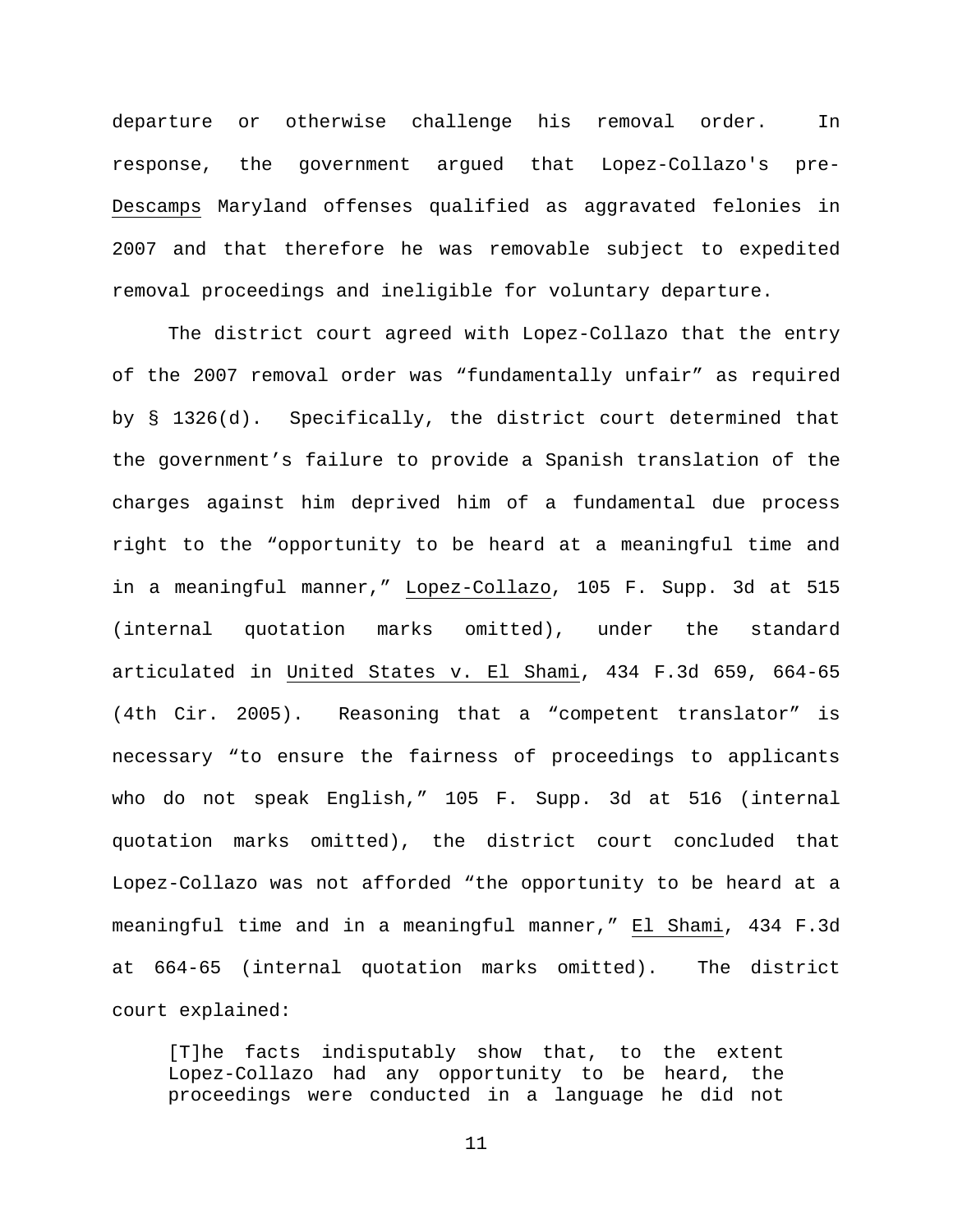departure or otherwise challenge his removal order. In response, the government argued that Lopez-Collazo's pre-Descamps Maryland offenses qualified as aggravated felonies in 2007 and that therefore he was removable subject to expedited removal proceedings and ineligible for voluntary departure.

The district court agreed with Lopez-Collazo that the entry of the 2007 removal order was "fundamentally unfair" as required by § 1326(d). Specifically, the district court determined that the government's failure to provide a Spanish translation of the charges against him deprived him of a fundamental due process right to the "opportunity to be heard at a meaningful time and in a meaningful manner," Lopez-Collazo, 105 F. Supp. 3d at 515 (internal quotation marks omitted), under the standard articulated in United States v. El Shami, 434 F.3d 659, 664-65 (4th Cir. 2005). Reasoning that a "competent translator" is necessary "to ensure the fairness of proceedings to applicants who do not speak English," 105 F. Supp. 3d at 516 (internal quotation marks omitted), the district court concluded that Lopez-Collazo was not afforded "the opportunity to be heard at a meaningful time and in a meaningful manner," El Shami, 434 F.3d at 664-65 (internal quotation marks omitted). The district court explained:

> [T]he facts indisputably show that, to the extent Lopez-Collazo had any opportunity to be heard, the proceedings were conducted in a language he did not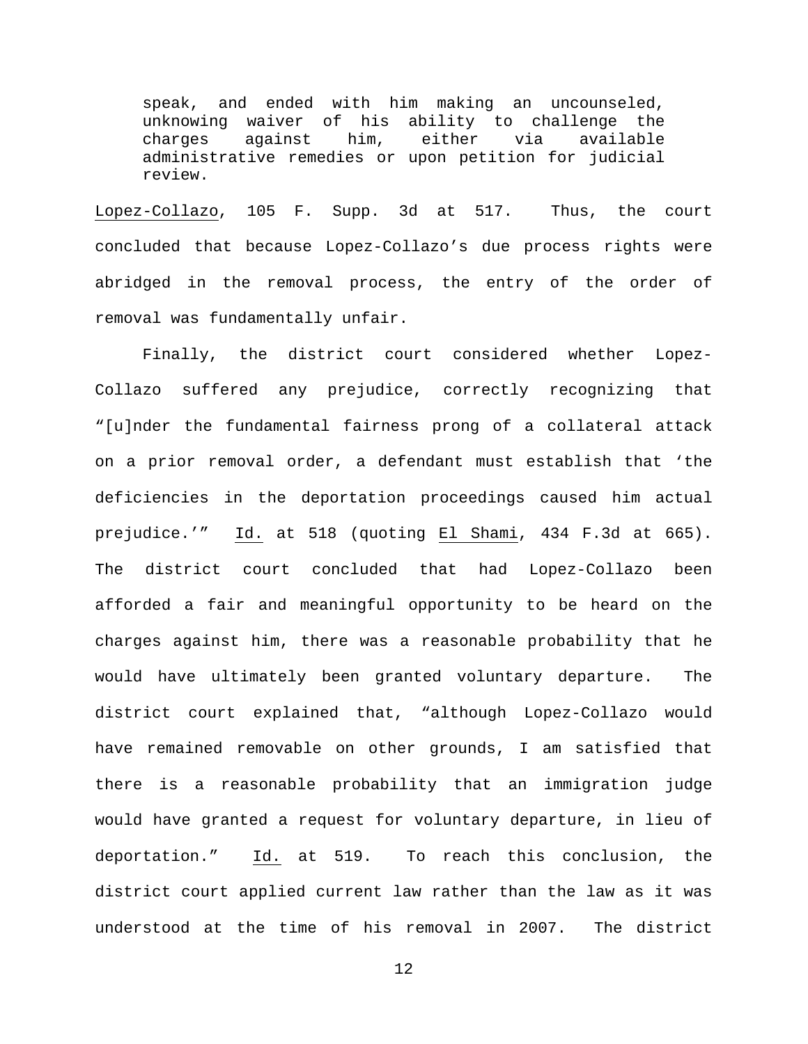> speak, and ended with him making an uncounseled, unknowing waiver of his ability to challenge the charges against him, either via available administrative remedies or upon petition for judicial review.

Lopez-Collazo, 105 F. Supp. 3d at 517. Thus, the court concluded that because Lopez-Collazo's due process rights were abridged in the removal process, the entry of the order of removal was fundamentally unfair.

Finally, the district court considered whether Lopez-Collazo suffered any prejudice, correctly recognizing that "[u]nder the fundamental fairness prong of a collateral attack on a prior removal order, a defendant must establish that 'the deficiencies in the deportation proceedings caused him actual prejudice.'" Id. at 518 (quoting El Shami, 434 F.3d at 665). The district court concluded that had Lopez-Collazo been afforded a fair and meaningful opportunity to be heard on the charges against him, there was a reasonable probability that he would have ultimately been granted voluntary departure. The district court explained that, "although Lopez-Collazo would have remained removable on other grounds, I am satisfied that there is a reasonable probability that an immigration judge would have granted a request for voluntary departure, in lieu of deportation." Id. at 519. To reach this conclusion, the district court applied current law rather than the law as it was understood at the time of his removal in 2007. The district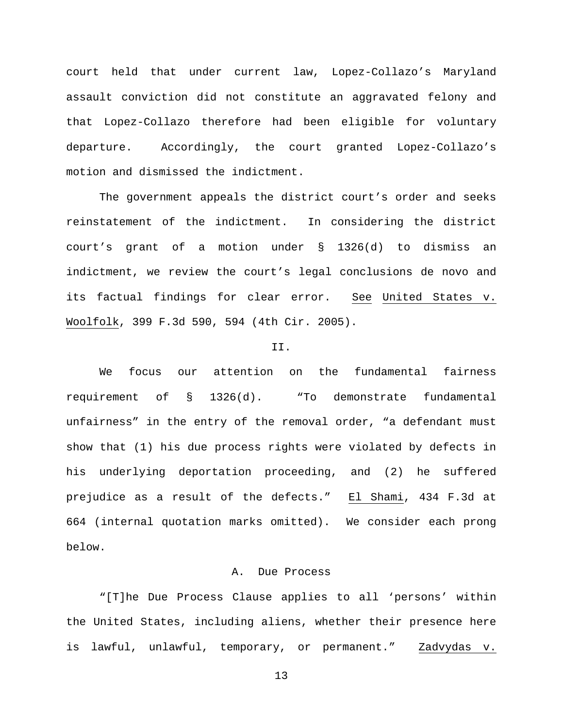court held that under current law, Lopez-Collazo's Maryland assault conviction did not constitute an aggravated felony and that Lopez-Collazo therefore had been eligible for voluntary departure. Accordingly, the court granted Lopez-Collazo's motion and dismissed the indictment.

The government appeals the district court's order and seeks reinstatement of the indictment. In considering the district court's grant of a motion under § 1326(d) to dismiss an indictment, we review the court's legal conclusions de novo and its factual findings for clear error. See United States v. Woolfolk, 399 F.3d 590, 594 (4th Cir. 2005).

## II.

We focus our attention on the fundamental fairness requirement of § 1326(d). "To demonstrate fundamental unfairness" in the entry of the removal order, "a defendant must show that (1) his due process rights were violated by defects in his underlying deportation proceeding, and (2) he suffered prejudice as a result of the defects." El Shami, 434 F.3d at 664 (internal quotation marks omitted). We consider each prong below.

### A. Due Process

"[T]he Due Process Clause applies to all 'persons' within the United States, including aliens, whether their presence here is lawful, unlawful, temporary, or permanent." Zadvydas v.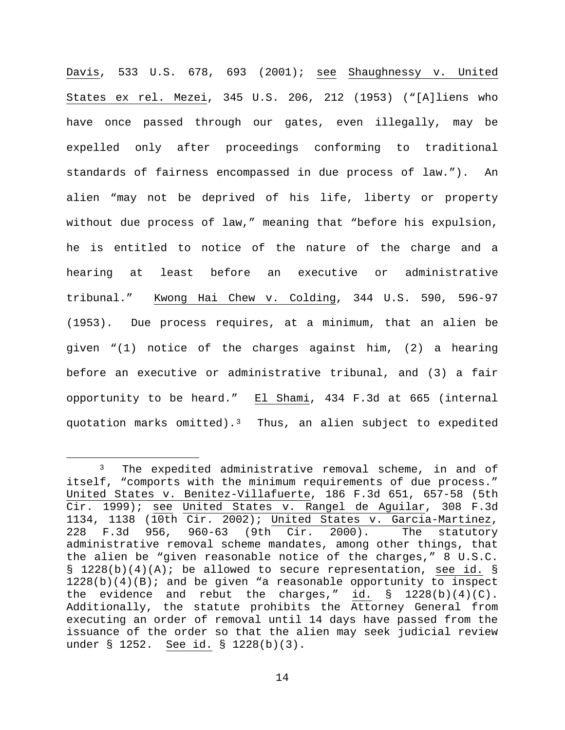Davis, 533 U.S. 678, 693 (2001); see Shaughnessy v. United States ex rel. Mezei, 345 U.S. 206, 212 (1953) ("[A]liens who have once passed through our gates, even illegally, may be expelled only after proceedings conforming to traditional standards of fairness encompassed in due process of law."). An alien "may not be deprived of his life, liberty or property without due process of law," meaning that "before his expulsion, he is entitled to notice of the nature of the charge and a hearing at least before an executive or administrative tribunal." Kwong Hai Chew v. Colding, 344 U.S. 590, 596-97 (1953). Due process requires, at a minimum, that an alien be given "(1) notice of the charges against him, (2) a hearing before an executive or administrative tribunal, and (3) a fair opportunity to be heard." El Shami, 434 F.3d at 665 (internal quotation marks omitted).[3] Thus, an alien subject to expedited

[3] The expedited administrative removal scheme, in and of itself, "comports with the minimum requirements of due process." United States v. Benitez-Villafuerte, 186 F.3d 651, 657-58 (5th Cir. 1999); see United States v. Rangel de Aguilar, 308 F.3d 1134, 1138 (10th Cir. 2002); United States v. Garcia-Martinez, 228 F.3d 956, 960-63 (9th Cir. 2000). The statutory administrative removal scheme mandates, among other things, that the alien be "given reasonable notice of the charges," 8 U.S.C. § 1228(b)(4)(A); be allowed to secure representation, see id. § 1228(b)(4)(B); and be given "a reasonable opportunity to inspect the evidence and rebut the charges," id. § 1228(b)(4)(C). Additionally, the statute prohibits the Attorney General from executing an order of removal until 14 days have passed from the issuance of the order so that the alien may seek judicial review under § 1252. See id. § 1228(b)(3).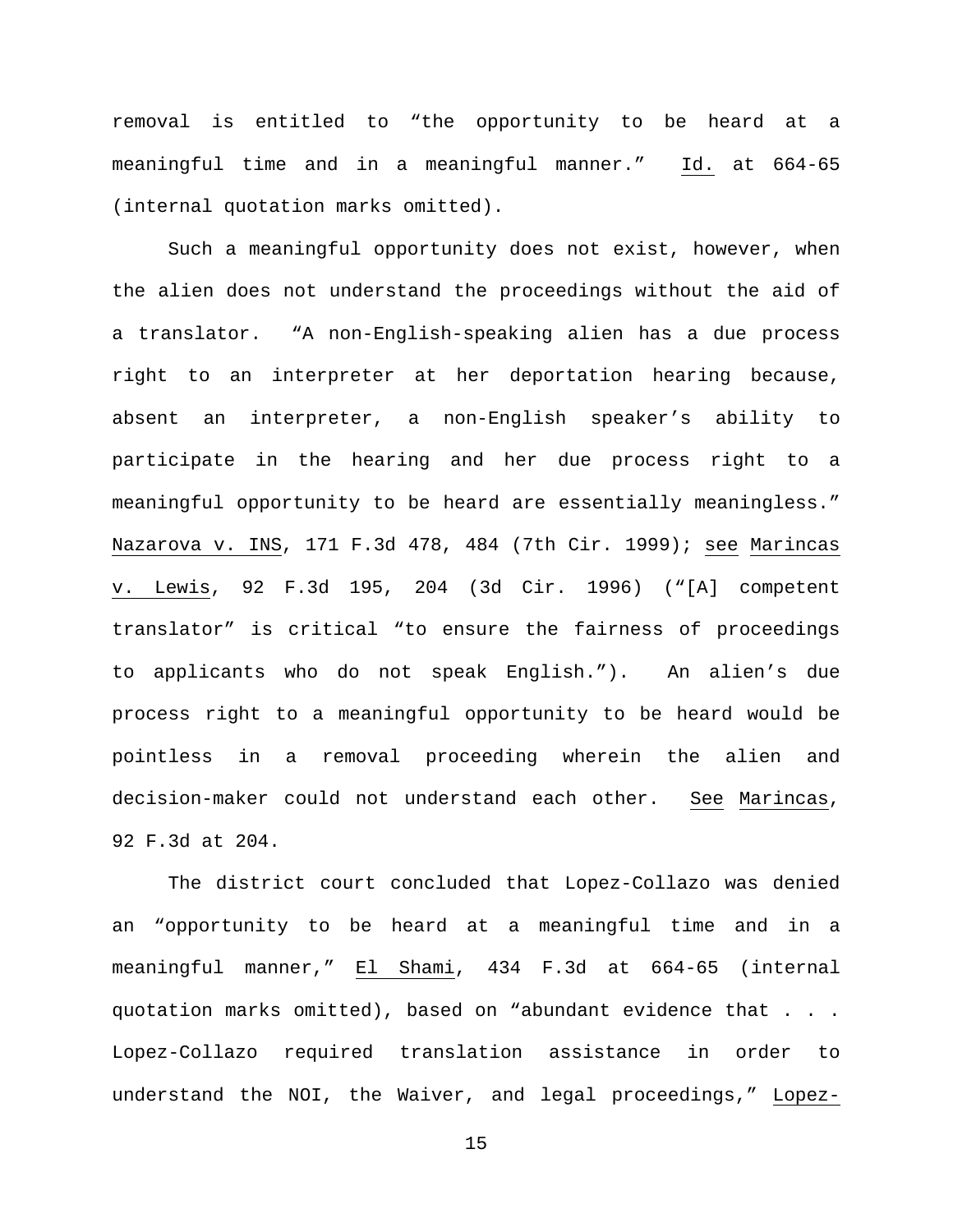removal is entitled to "the opportunity to be heard at a meaningful time and in a meaningful manner." Id. at 664-65 (internal quotation marks omitted).

Such a meaningful opportunity does not exist, however, when the alien does not understand the proceedings without the aid of a translator. "A non-English-speaking alien has a due process right to an interpreter at her deportation hearing because, absent an interpreter, a non-English speaker's ability to participate in the hearing and her due process right to a meaningful opportunity to be heard are essentially meaningless." Nazarova v. INS, 171 F.3d 478, 484 (7th Cir. 1999); see Marincas v. Lewis, 92 F.3d 195, 204 (3d Cir. 1996) ("[A] competent translator" is critical "to ensure the fairness of proceedings to applicants who do not speak English."). An alien's due process right to a meaningful opportunity to be heard would be pointless in a removal proceeding wherein the alien and decision-maker could not understand each other. See Marincas, 92 F.3d at 204.

The district court concluded that Lopez-Collazo was denied an "opportunity to be heard at a meaningful time and in a meaningful manner," El Shami, 434 F.3d at 664-65 (internal quotation marks omitted), based on "abundant evidence that . . . Lopez-Collazo required translation assistance in order to understand the NOI, the Waiver, and legal proceedings," Lopez-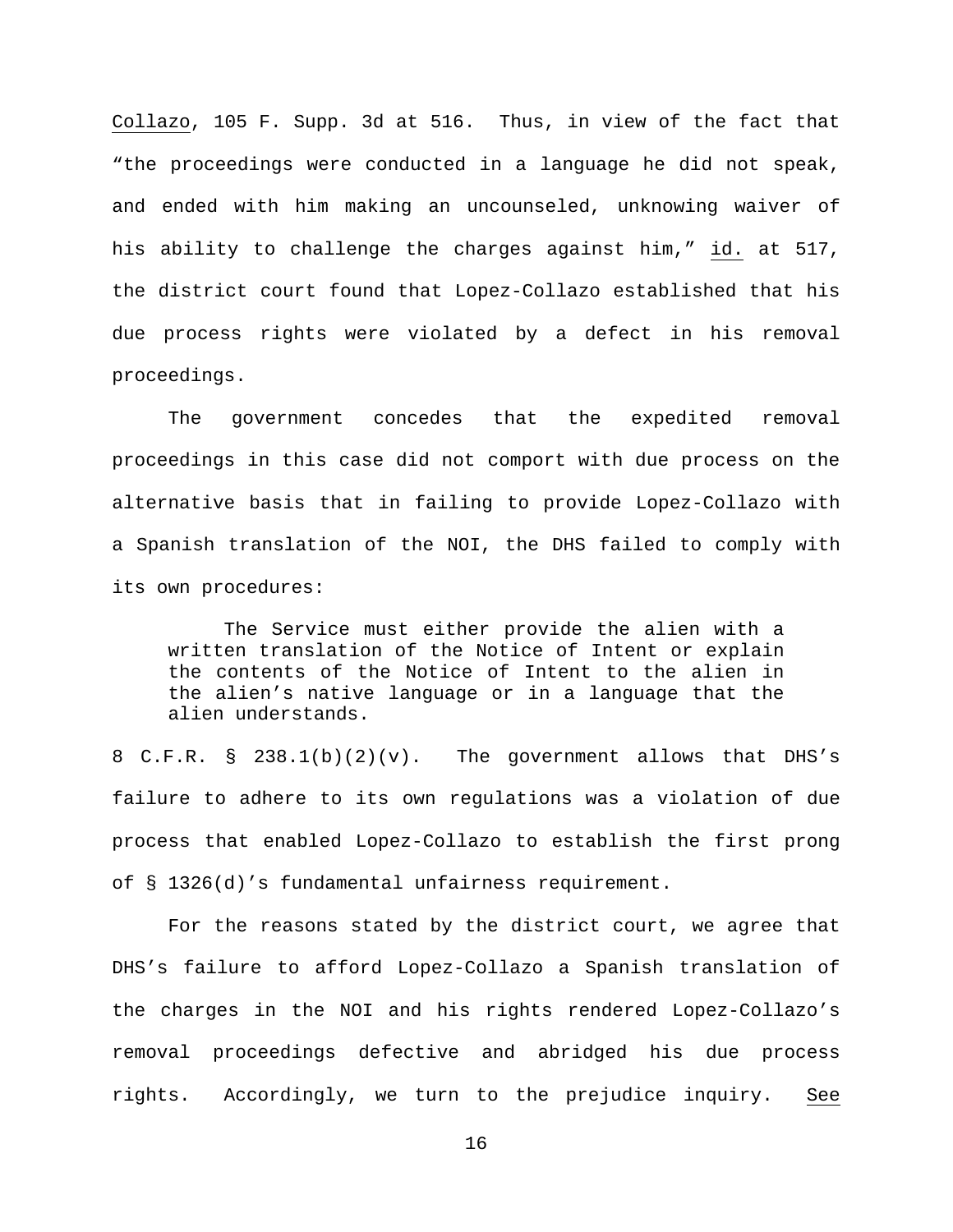Collazo, 105 F. Supp. 3d at 516. Thus, in view of the fact that "the proceedings were conducted in a language he did not speak, and ended with him making an uncounseled, unknowing waiver of his ability to challenge the charges against him," id. at 517, the district court found that Lopez-Collazo established that his due process rights were violated by a defect in his removal proceedings.

The government concedes that the expedited removal proceedings in this case did not comport with due process on the alternative basis that in failing to provide Lopez-Collazo with a Spanish translation of the NOI, the DHS failed to comply with its own procedures:

> The Service must either provide the alien with a written translation of the Notice of Intent or explain the contents of the Notice of Intent to the alien in the alien's native language or in a language that the alien understands.

8 C.F.R. § 238.1(b)(2)(v). The government allows that DHS's failure to adhere to its own regulations was a violation of due process that enabled Lopez-Collazo to establish the first prong of § 1326(d)'s fundamental unfairness requirement.

For the reasons stated by the district court, we agree that DHS's failure to afford Lopez-Collazo a Spanish translation of the charges in the NOI and his rights rendered Lopez-Collazo's removal proceedings defective and abridged his due process rights. Accordingly, we turn to the prejudice inquiry. See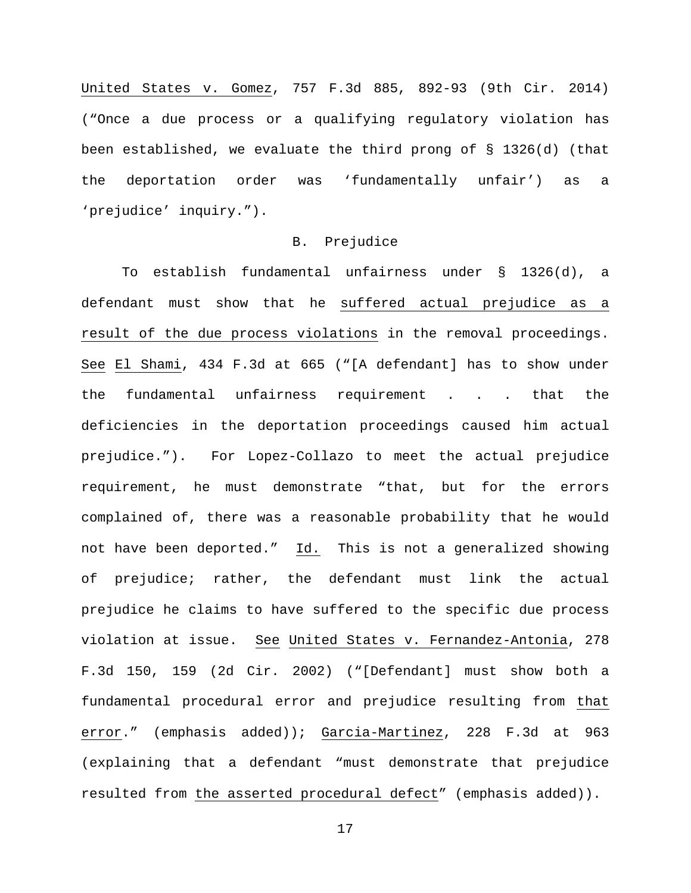United States v. Gomez, 757 F.3d 885, 892-93 (9th Cir. 2014) ("Once a due process or a qualifying regulatory violation has been established, we evaluate the third prong of § 1326(d) (that the deportation order was 'fundamentally unfair') as a 'prejudice' inquiry.").

B. Prejudice

To establish fundamental unfairness under § 1326(d), a defendant must show that he suffered actual prejudice as a result of the due process violations in the removal proceedings. See El Shami, 434 F.3d at 665 ("[A defendant] has to show under the fundamental unfairness requirement . . . that the deficiencies in the deportation proceedings caused him actual prejudice."). For Lopez-Collazo to meet the actual prejudice requirement, he must demonstrate "that, but for the errors complained of, there was a reasonable probability that he would not have been deported." Id. This is not a generalized showing of prejudice; rather, the defendant must link the actual prejudice he claims to have suffered to the specific due process violation at issue. See United States v. Fernandez-Antonia, 278 F.3d 150, 159 (2d Cir. 2002) ("[Defendant] must show both a fundamental procedural error and prejudice resulting from that error." (emphasis added)); Garcia-Martinez, 228 F.3d at 963 (explaining that a defendant "must demonstrate that prejudice resulted from the asserted procedural defect" (emphasis added)).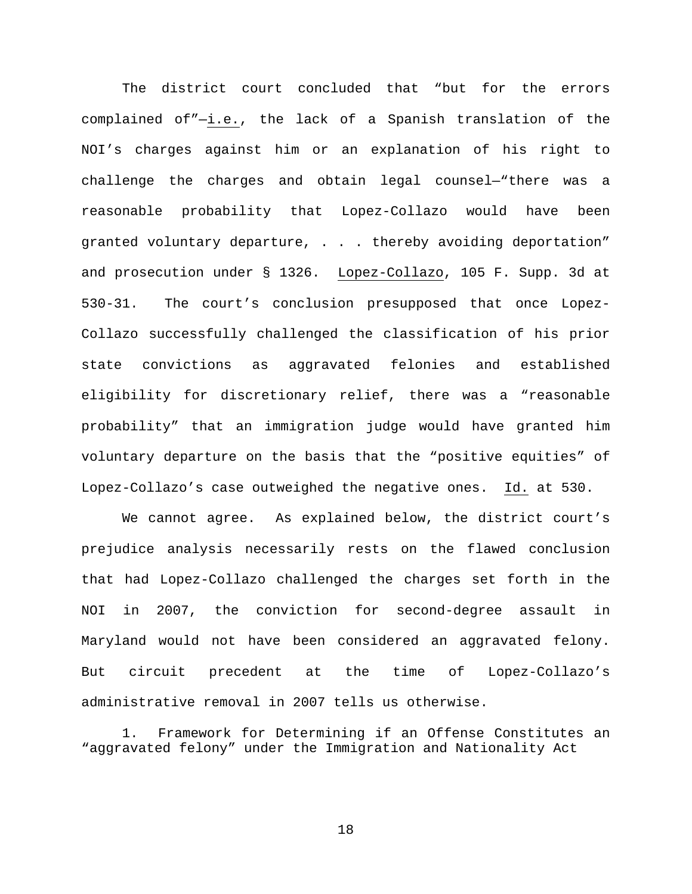The district court concluded that "but for the errors complained of"—*i.e.*, the lack of a Spanish translation of the NOI's charges against him or an explanation of his right to challenge the charges and obtain legal counsel—"there was a reasonable probability that Lopez-Collazo would have been granted voluntary departure, . . . thereby avoiding deportation" and prosecution under § 1326. *Lopez-Collazo*, 105 F. Supp. 3d at 530-31. The court's conclusion presupposed that once Lopez-Collazo successfully challenged the classification of his prior state convictions as aggravated felonies and established eligibility for discretionary relief, there was a "reasonable probability" that an immigration judge would have granted him voluntary departure on the basis that the "positive equities" of Lopez-Collazo's case outweighed the negative ones. *Id.* at 530.

We cannot agree. As explained below, the district court's prejudice analysis necessarily rests on the flawed conclusion that had Lopez-Collazo challenged the charges set forth in the NOI in 2007, the conviction for second-degree assault in Maryland would not have been considered an aggravated felony. But circuit precedent at the time of Lopez-Collazo's administrative removal in 2007 tells us otherwise.

1. Framework for Determining if an Offense Constitutes an "aggravated felony" under the Immigration and Nationality Act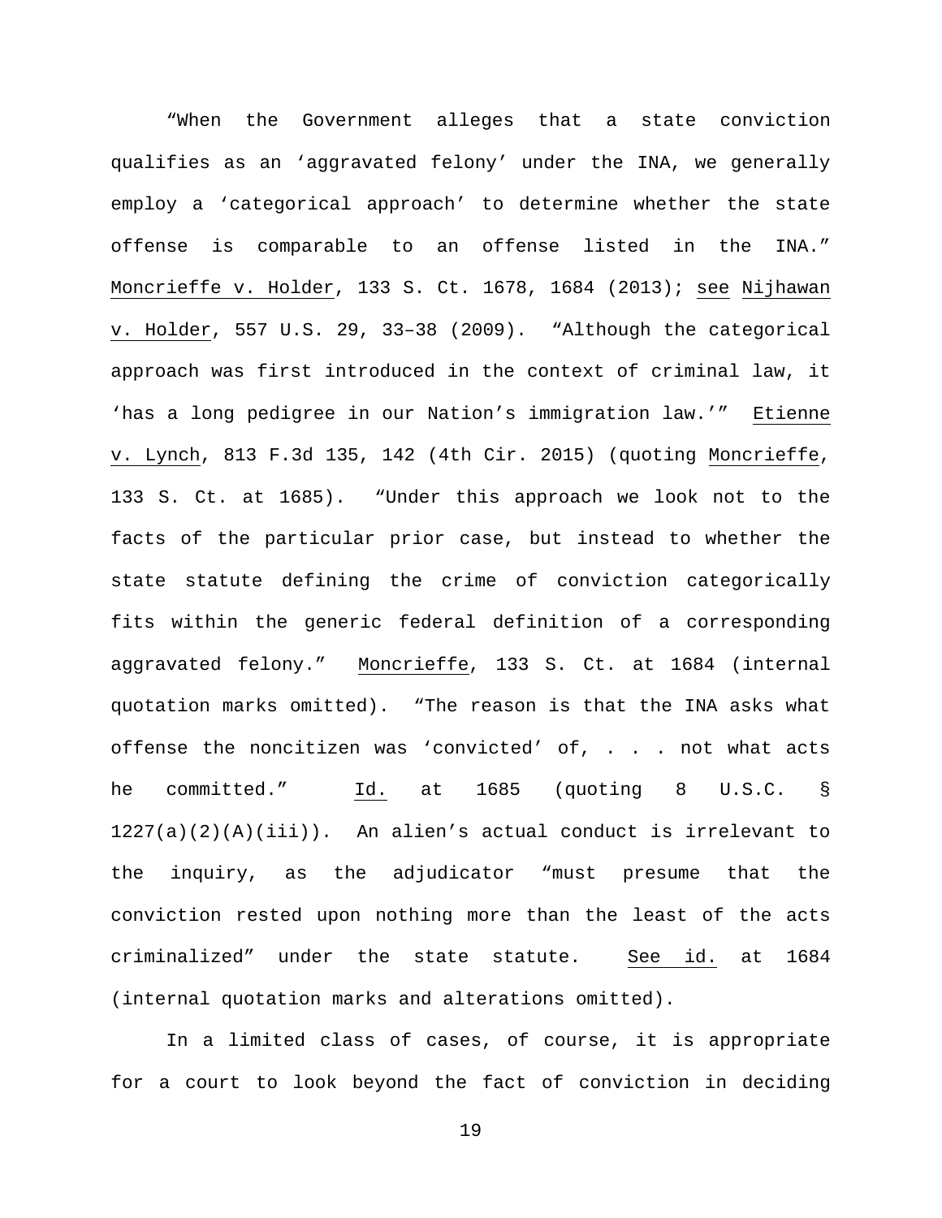"When the Government alleges that a state conviction qualifies as an 'aggravated felony' under the INA, we generally employ a 'categorical approach' to determine whether the state offense is comparable to an offense listed in the INA." Moncrieffe v. Holder, 133 S. Ct. 1678, 1684 (2013); see Nijhawan v. Holder, 557 U.S. 29, 33–38 (2009). "Although the categorical approach was first introduced in the context of criminal law, it 'has a long pedigree in our Nation's immigration law.'" Etienne v. Lynch, 813 F.3d 135, 142 (4th Cir. 2015) (quoting Moncrieffe, 133 S. Ct. at 1685). "Under this approach we look not to the facts of the particular prior case, but instead to whether the state statute defining the crime of conviction categorically fits within the generic federal definition of a corresponding aggravated felony." Moncrieffe, 133 S. Ct. at 1684 (internal quotation marks omitted). "The reason is that the INA asks what offense the noncitizen was 'convicted' of, . . . not what acts he committed." Id. at 1685 (quoting 8 U.S.C. § 1227(a)(2)(A)(iii)). An alien's actual conduct is irrelevant to the inquiry, as the adjudicator "must presume that the conviction rested upon nothing more than the least of the acts criminalized" under the state statute. See id. at 1684 (internal quotation marks and alterations omitted).

In a limited class of cases, of course, it is appropriate for a court to look beyond the fact of conviction in deciding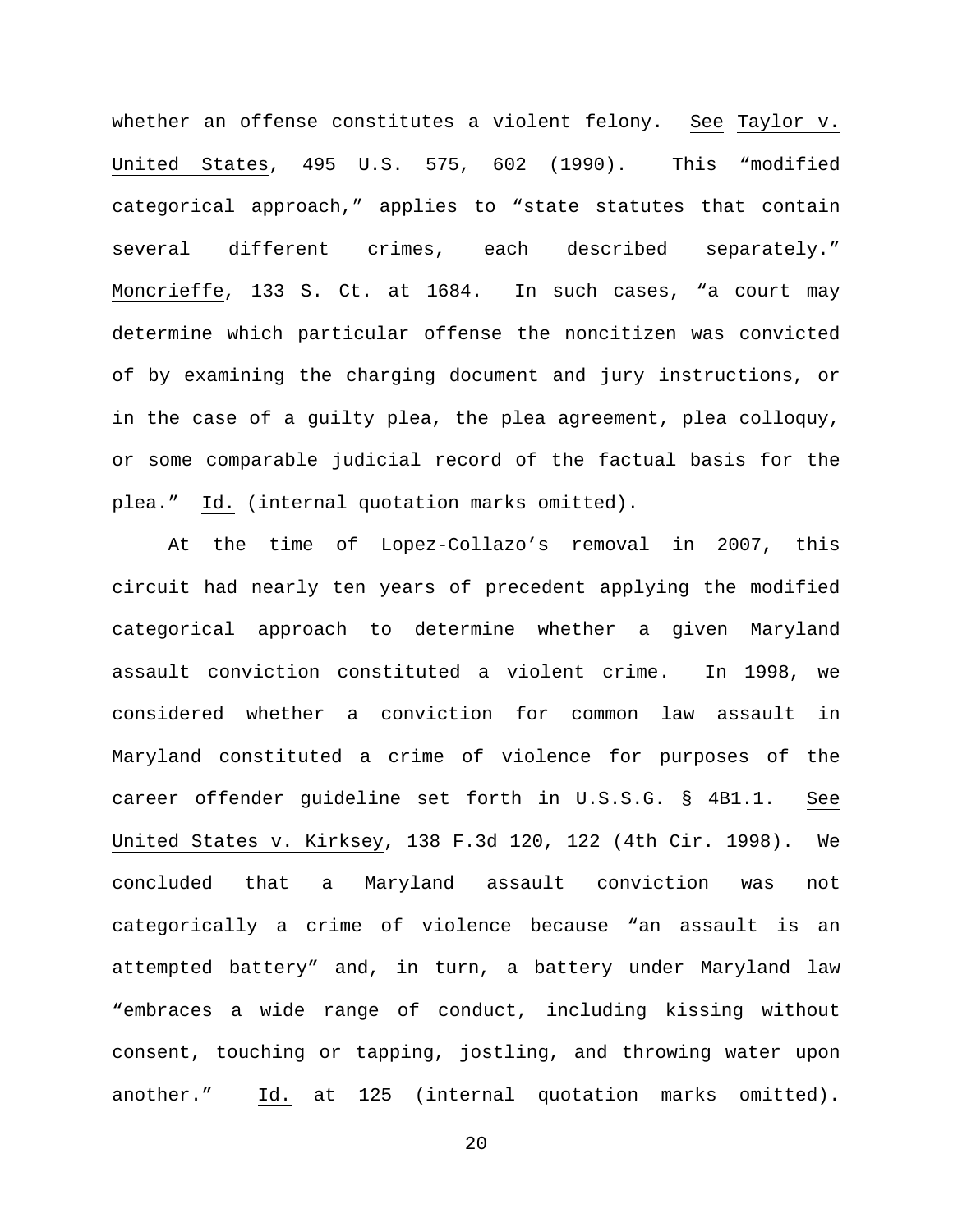whether an offense constitutes a violent felony. See Taylor v. United States, 495 U.S. 575, 602 (1990). This "modified categorical approach," applies to "state statutes that contain several different crimes, each described separately." Moncrieffe, 133 S. Ct. at 1684. In such cases, "a court may determine which particular offense the noncitizen was convicted of by examining the charging document and jury instructions, or in the case of a guilty plea, the plea agreement, plea colloquy, or some comparable judicial record of the factual basis for the plea." Id. (internal quotation marks omitted).

At the time of Lopez-Collazo's removal in 2007, this circuit had nearly ten years of precedent applying the modified categorical approach to determine whether a given Maryland assault conviction constituted a violent crime. In 1998, we considered whether a conviction for common law assault in Maryland constituted a crime of violence for purposes of the career offender guideline set forth in U.S.S.G. § 4B1.1. See United States v. Kirksey, 138 F.3d 120, 122 (4th Cir. 1998). We concluded that a Maryland assault conviction was not categorically a crime of violence because "an assault is an attempted battery" and, in turn, a battery under Maryland law "embraces a wide range of conduct, including kissing without consent, touching or tapping, jostling, and throwing water upon another." Id. at 125 (internal quotation marks omitted).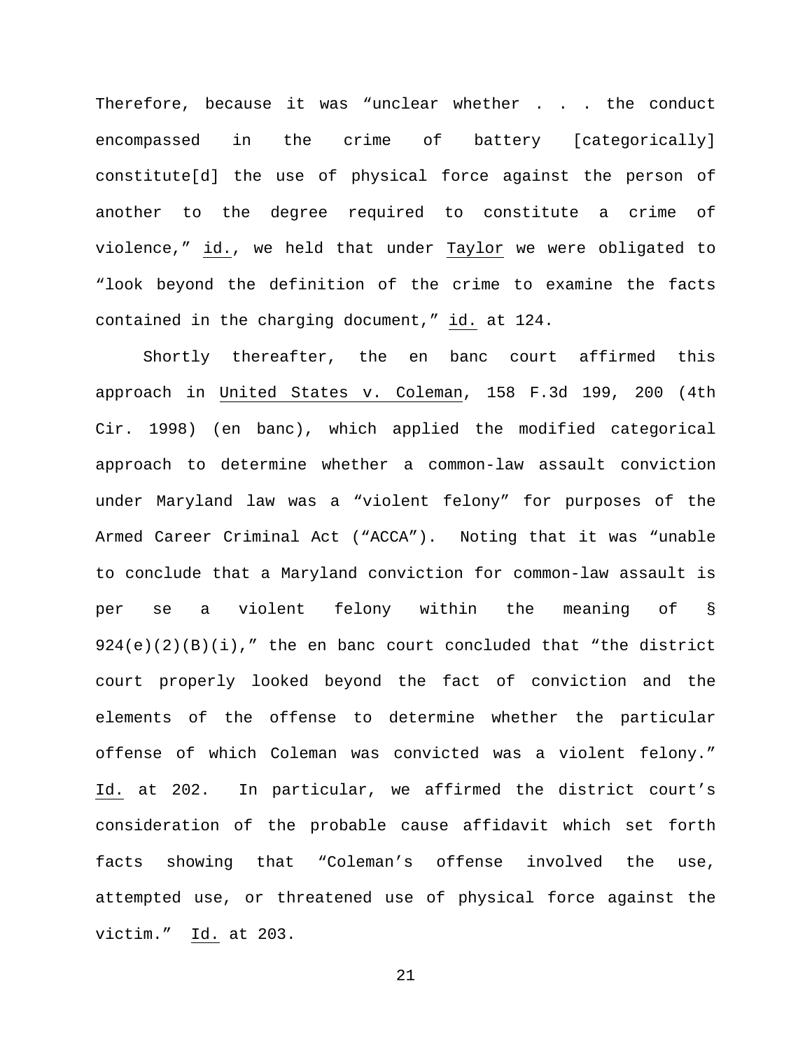Therefore, because it was "unclear whether . . . the conduct encompassed in the crime of battery [categorically] constitute[d] the use of physical force against the person of another to the degree required to constitute a crime of violence," id., we held that under Taylor we were obligated to "look beyond the definition of the crime to examine the facts contained in the charging document," id. at 124.

Shortly thereafter, the en banc court affirmed this approach in United States v. Coleman, 158 F.3d 199, 200 (4th Cir. 1998) (en banc), which applied the modified categorical approach to determine whether a common-law assault conviction under Maryland law was a "violent felony" for purposes of the Armed Career Criminal Act ("ACCA"). Noting that it was "unable to conclude that a Maryland conviction for common-law assault is per se a violent felony within the meaning of § 924(e)(2)(B)(i)," the en banc court concluded that "the district court properly looked beyond the fact of conviction and the elements of the offense to determine whether the particular offense of which Coleman was convicted was a violent felony." Id. at 202. In particular, we affirmed the district court's consideration of the probable cause affidavit which set forth facts showing that "Coleman's offense involved the use, attempted use, or threatened use of physical force against the victim." Id. at 203.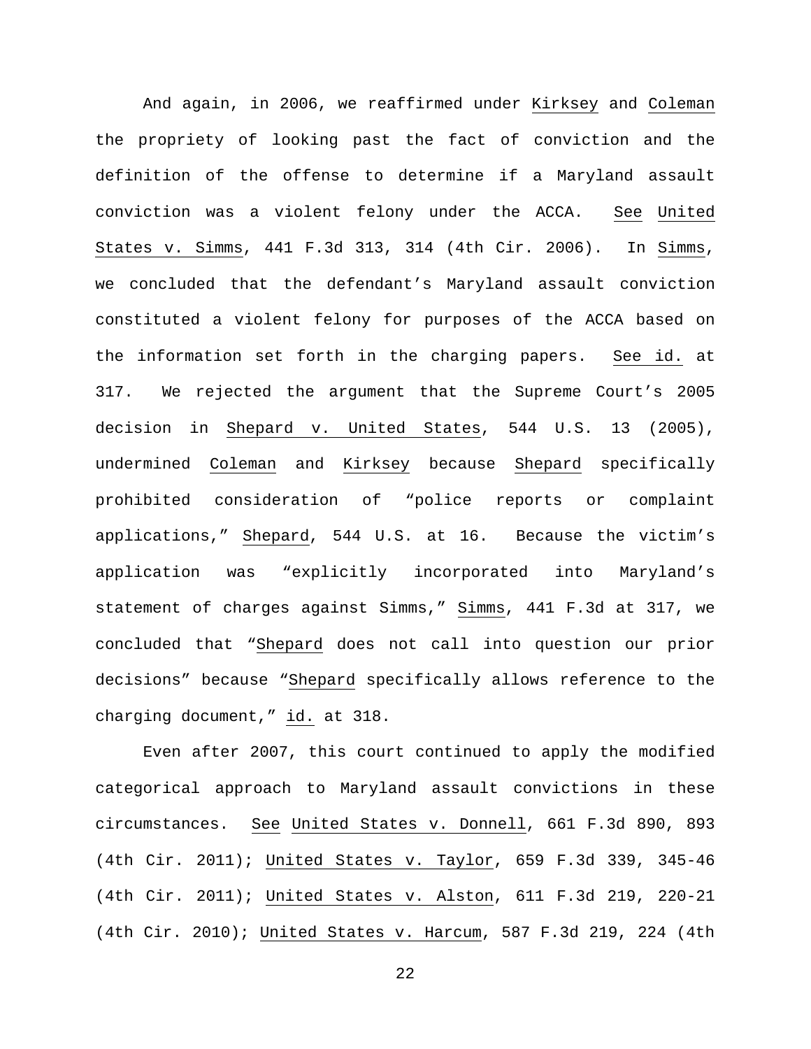And again, in 2006, we reaffirmed under Kirksey and Coleman the propriety of looking past the fact of conviction and the definition of the offense to determine if a Maryland assault conviction was a violent felony under the ACCA. See United States v. Simms, 441 F.3d 313, 314 (4th Cir. 2006). In Simms, we concluded that the defendant's Maryland assault conviction constituted a violent felony for purposes of the ACCA based on the information set forth in the charging papers. See id. at 317. We rejected the argument that the Supreme Court's 2005 decision in Shepard v. United States, 544 U.S. 13 (2005), undermined Coleman and Kirksey because Shepard specifically prohibited consideration of "police reports or complaint applications," Shepard, 544 U.S. at 16. Because the victim's application was "explicitly incorporated into Maryland's statement of charges against Simms," Simms, 441 F.3d at 317, we concluded that "Shepard does not call into question our prior decisions" because "Shepard specifically allows reference to the charging document," id. at 318.

Even after 2007, this court continued to apply the modified categorical approach to Maryland assault convictions in these circumstances. See United States v. Donnell, 661 F.3d 890, 893 (4th Cir. 2011); United States v. Taylor, 659 F.3d 339, 345-46 (4th Cir. 2011); United States v. Alston, 611 F.3d 219, 220-21 (4th Cir. 2010); United States v. Harcum, 587 F.3d 219, 224 (4th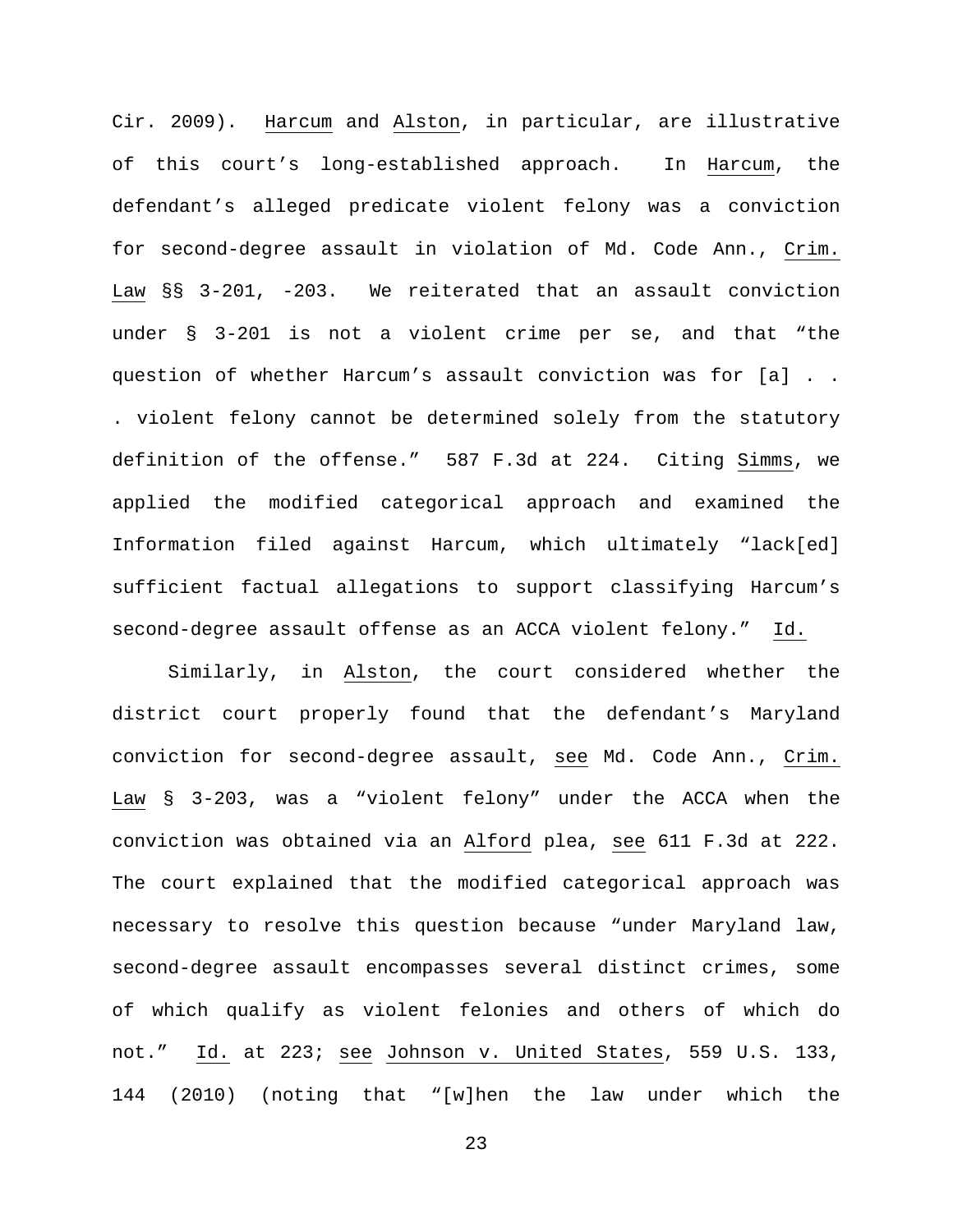Cir. 2009). Harcum and Alston, in particular, are illustrative of this court's long-established approach. In Harcum, the defendant's alleged predicate violent felony was a conviction for second-degree assault in violation of Md. Code Ann., Crim. Law §§ 3-201, -203. We reiterated that an assault conviction under § 3-201 is not a violent crime per se, and that "the question of whether Harcum's assault conviction was for [a] . . . violent felony cannot be determined solely from the statutory definition of the offense." 587 F.3d at 224. Citing Simms, we applied the modified categorical approach and examined the Information filed against Harcum, which ultimately "lack[ed] sufficient factual allegations to support classifying Harcum's second-degree assault offense as an ACCA violent felony." Id.

Similarly, in Alston, the court considered whether the district court properly found that the defendant's Maryland conviction for second-degree assault, see Md. Code Ann., Crim. Law § 3-203, was a "violent felony" under the ACCA when the conviction was obtained via an Alford plea, see 611 F.3d at 222. The court explained that the modified categorical approach was necessary to resolve this question because "under Maryland law, second-degree assault encompasses several distinct crimes, some of which qualify as violent felonies and others of which do not." Id. at 223; see Johnson v. United States, 559 U.S. 133, 144 (2010) (noting that "[w]hen the law under which the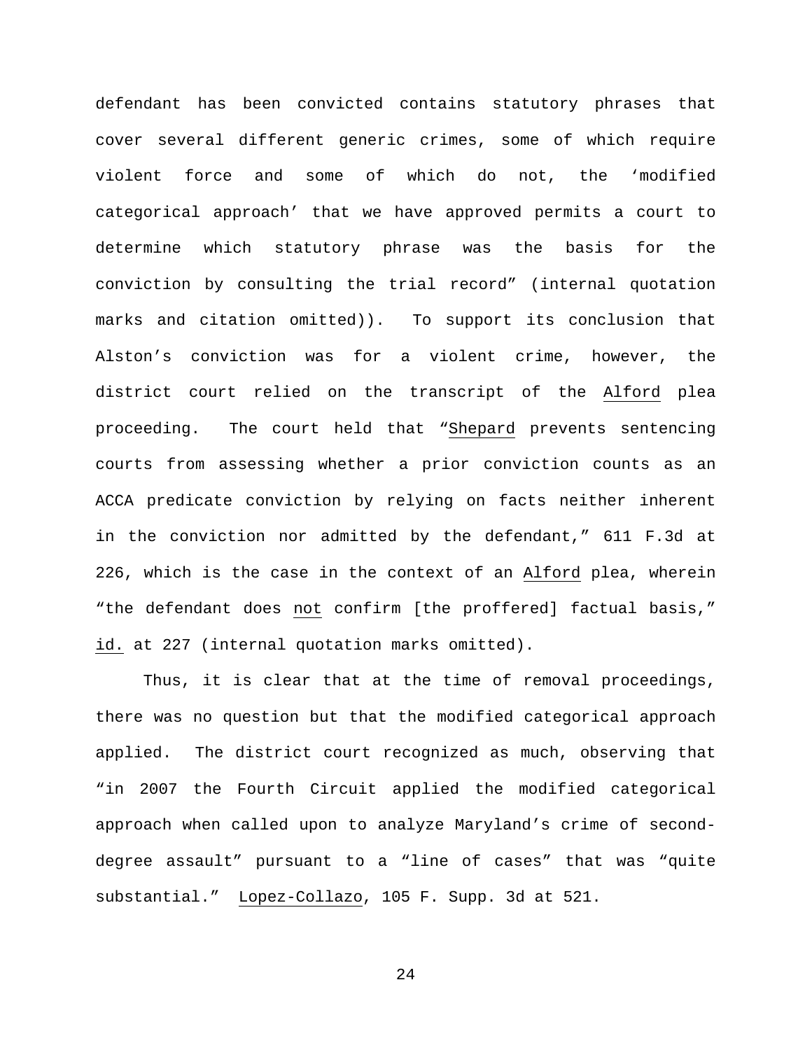defendant has been convicted contains statutory phrases that cover several different generic crimes, some of which require violent force and some of which do not, the 'modified categorical approach' that we have approved permits a court to determine which statutory phrase was the basis for the conviction by consulting the trial record" (internal quotation marks and citation omitted)). To support its conclusion that Alston's conviction was for a violent crime, however, the district court relied on the transcript of the Alford plea proceeding. The court held that "Shepard prevents sentencing courts from assessing whether a prior conviction counts as an ACCA predicate conviction by relying on facts neither inherent in the conviction nor admitted by the defendant," 611 F.3d at 226, which is the case in the context of an Alford plea, wherein "the defendant does not confirm [the proffered] factual basis," id. at 227 (internal quotation marks omitted).

Thus, it is clear that at the time of removal proceedings, there was no question but that the modified categorical approach applied. The district court recognized as much, observing that "in 2007 the Fourth Circuit applied the modified categorical approach when called upon to analyze Maryland's crime of second-degree assault" pursuant to a "line of cases" that was "quite substantial." Lopez-Collazo, 105 F. Supp. 3d at 521.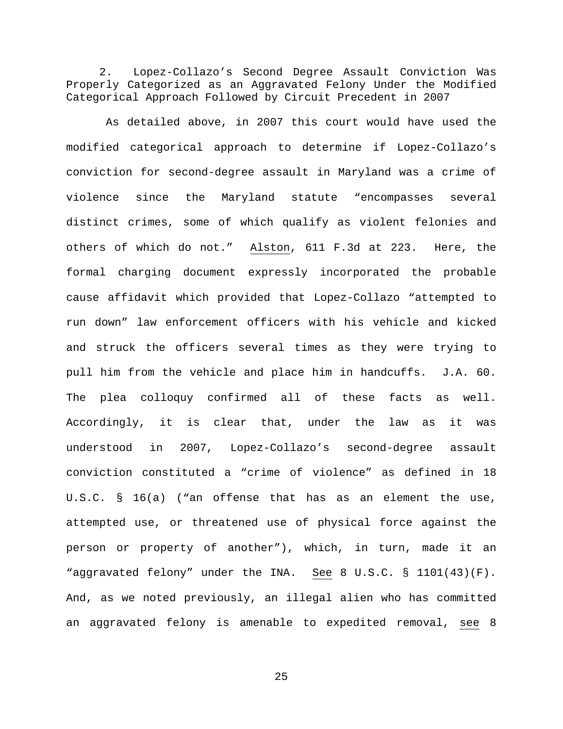2. Lopez-Collazo's Second Degree Assault Conviction Was Properly Categorized as an Aggravated Felony Under the Modified Categorical Approach Followed by Circuit Precedent in 2007

As detailed above, in 2007 this court would have used the modified categorical approach to determine if Lopez-Collazo's conviction for second-degree assault in Maryland was a crime of violence since the Maryland statute "encompasses several distinct crimes, some of which qualify as violent felonies and others of which do not." Alston, 611 F.3d at 223. Here, the formal charging document expressly incorporated the probable cause affidavit which provided that Lopez-Collazo "attempted to run down" law enforcement officers with his vehicle and kicked and struck the officers several times as they were trying to pull him from the vehicle and place him in handcuffs. J.A. 60. The plea colloquy confirmed all of these facts as well. Accordingly, it is clear that, under the law as it was understood in 2007, Lopez-Collazo's second-degree assault conviction constituted a "crime of violence" as defined in 18 U.S.C. § 16(a) ("an offense that has as an element the use, attempted use, or threatened use of physical force against the person or property of another"), which, in turn, made it an "aggravated felony" under the INA. See 8 U.S.C. § 1101(43)(F). And, as we noted previously, an illegal alien who has committed an aggravated felony is amenable to expedited removal, see 8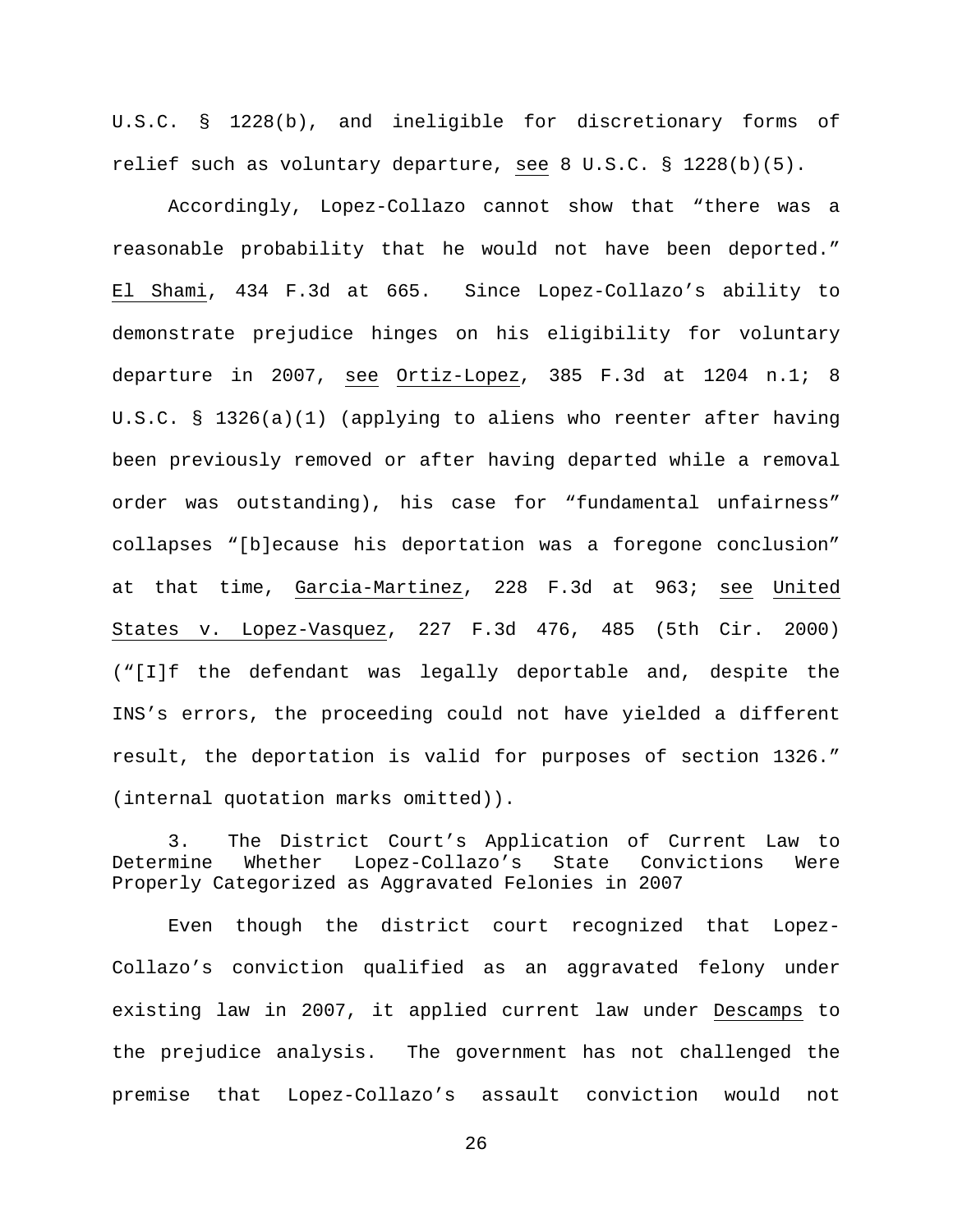U.S.C. § 1228(b), and ineligible for discretionary forms of relief such as voluntary departure, see 8 U.S.C. § 1228(b)(5).

Accordingly, Lopez-Collazo cannot show that "there was a reasonable probability that he would not have been deported." El Shami, 434 F.3d at 665. Since Lopez-Collazo's ability to demonstrate prejudice hinges on his eligibility for voluntary departure in 2007, see Ortiz-Lopez, 385 F.3d at 1204 n.1; 8 U.S.C. § 1326(a)(1) (applying to aliens who reenter after having been previously removed or after having departed while a removal order was outstanding), his case for "fundamental unfairness" collapses "[b]ecause his deportation was a foregone conclusion" at that time, Garcia-Martinez, 228 F.3d at 963; see United States v. Lopez-Vasquez, 227 F.3d 476, 485 (5th Cir. 2000) ("[I]f the defendant was legally deportable and, despite the INS's errors, the proceeding could not have yielded a different result, the deportation is valid for purposes of section 1326." (internal quotation marks omitted)).

### 3. The District Court's Application of Current Law to Determine Whether Lopez-Collazo's State Convictions Were Properly Categorized as Aggravated Felonies in 2007

Even though the district court recognized that Lopez-Collazo's conviction qualified as an aggravated felony under existing law in 2007, it applied current law under Descamps to the prejudice analysis. The government has not challenged the premise that Lopez-Collazo's assault conviction would not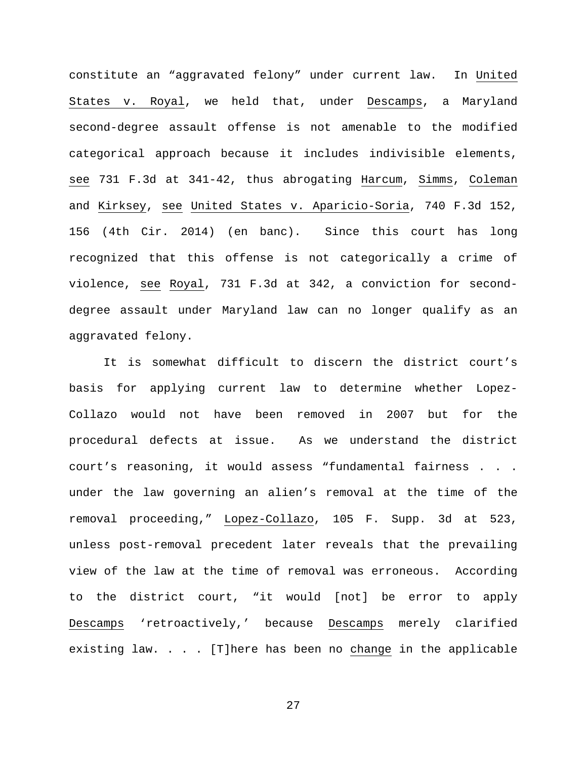constitute an "aggravated felony" under current law. In United States v. Royal, we held that, under Descamps, a Maryland second-degree assault offense is not amenable to the modified categorical approach because it includes indivisible elements, see 731 F.3d at 341-42, thus abrogating Harcum, Simms, Coleman and Kirksey, see United States v. Aparicio-Soria, 740 F.3d 152, 156 (4th Cir. 2014) (en banc). Since this court has long recognized that this offense is not categorically a crime of violence, see Royal, 731 F.3d at 342, a conviction for second-degree assault under Maryland law can no longer qualify as an aggravated felony.

It is somewhat difficult to discern the district court's basis for applying current law to determine whether Lopez-Collazo would not have been removed in 2007 but for the procedural defects at issue. As we understand the district court's reasoning, it would assess "fundamental fairness . . . under the law governing an alien's removal at the time of the removal proceeding," Lopez-Collazo, 105 F. Supp. 3d at 523, unless post-removal precedent later reveals that the prevailing view of the law at the time of removal was erroneous. According to the district court, "it would [not] be error to apply Descamps 'retroactively,' because Descamps merely clarified existing law. . . . [T]here has been no change in the applicable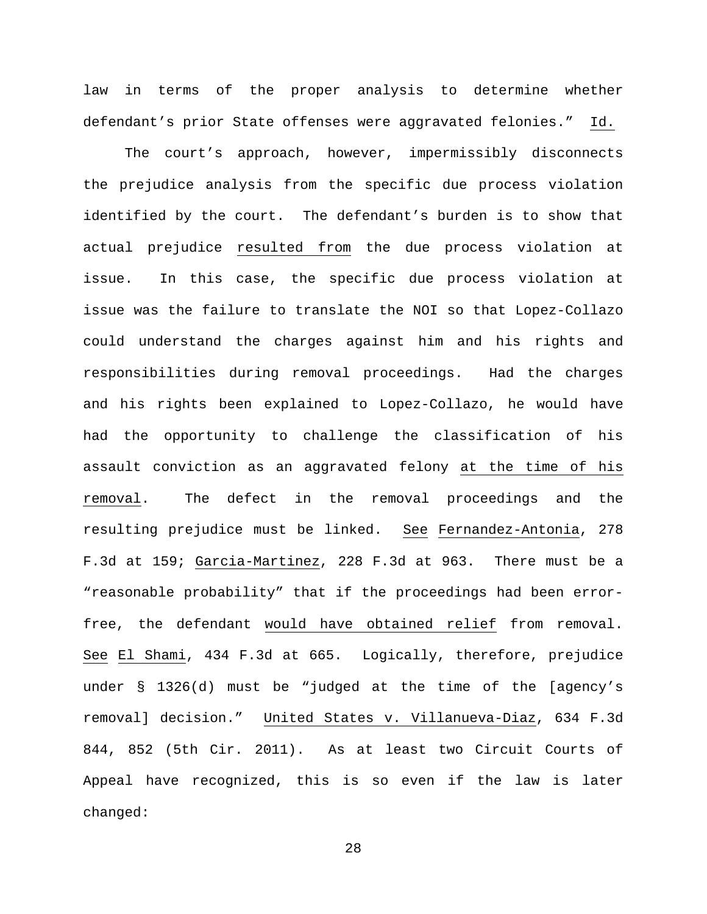law in terms of the proper analysis to determine whether defendant's prior State offenses were aggravated felonies." Id.

The court's approach, however, impermissibly disconnects the prejudice analysis from the specific due process violation identified by the court. The defendant's burden is to show that actual prejudice resulted from the due process violation at issue. In this case, the specific due process violation at issue was the failure to translate the NOI so that Lopez-Collazo could understand the charges against him and his rights and responsibilities during removal proceedings. Had the charges and his rights been explained to Lopez-Collazo, he would have had the opportunity to challenge the classification of his assault conviction as an aggravated felony at the time of his removal. The defect in the removal proceedings and the resulting prejudice must be linked. See Fernandez-Antonia, 278 F.3d at 159; Garcia-Martinez, 228 F.3d at 963. There must be a "reasonable probability" that if the proceedings had been error-free, the defendant would have obtained relief from removal. See El Shami, 434 F.3d at 665. Logically, therefore, prejudice under § 1326(d) must be "judged at the time of the [agency's removal] decision." United States v. Villanueva-Diaz, 634 F.3d 844, 852 (5th Cir. 2011). As at least two Circuit Courts of Appeal have recognized, this is so even if the law is later changed: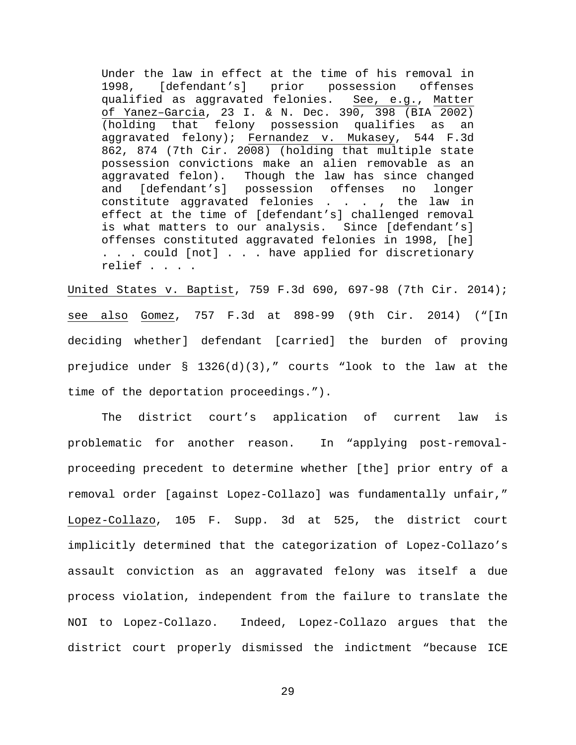> Under the law in effect at the time of his removal in 1998, [defendant's] prior possession offenses qualified as aggravated felonies. See, e.g., Matter of Yanez–Garcia, 23 I. & N. Dec. 390, 398 (BIA 2002) (holding that felony possession qualifies as an aggravated felony); Fernandez v. Mukasey, 544 F.3d 862, 874 (7th Cir. 2008) (holding that multiple state possession convictions make an alien removable as an aggravated felon). Though the law has since changed and [defendant's] possession offenses no longer constitute aggravated felonies . . . , the law in effect at the time of [defendant's] challenged removal is what matters to our analysis. Since [defendant's] offenses constituted aggravated felonies in 1998, [he] . . . could [not] . . . have applied for discretionary relief . . . .

United States v. Baptist, 759 F.3d 690, 697-98 (7th Cir. 2014); see also Gomez, 757 F.3d at 898-99 (9th Cir. 2014) ("[In deciding whether] defendant [carried] the burden of proving prejudice under § 1326(d)(3)," courts "look to the law at the time of the deportation proceedings.").

The district court's application of current law is problematic for another reason. In "applying post-removal-proceeding precedent to determine whether [the] prior entry of a removal order [against Lopez-Collazo] was fundamentally unfair," Lopez-Collazo, 105 F. Supp. 3d at 525, the district court implicitly determined that the categorization of Lopez-Collazo's assault conviction as an aggravated felony was itself a due process violation, independent from the failure to translate the NOI to Lopez-Collazo. Indeed, Lopez-Collazo argues that the district court properly dismissed the indictment "because ICE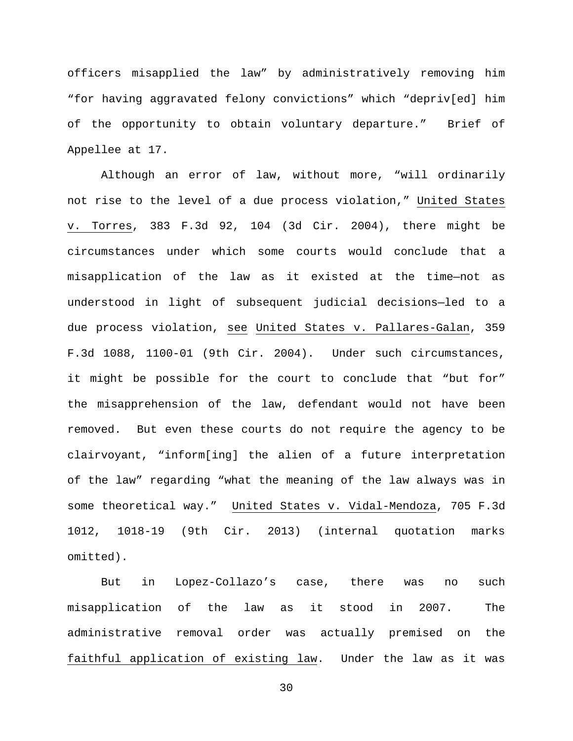officers misapplied the law" by administratively removing him "for having aggravated felony convictions" which "depriv[ed] him of the opportunity to obtain voluntary departure." Brief of Appellee at 17.

Although an error of law, without more, "will ordinarily not rise to the level of a due process violation," United States v. Torres, 383 F.3d 92, 104 (3d Cir. 2004), there might be circumstances under which some courts would conclude that a misapplication of the law as it existed at the time—not as understood in light of subsequent judicial decisions—led to a due process violation, see United States v. Pallares-Galan, 359 F.3d 1088, 1100-01 (9th Cir. 2004). Under such circumstances, it might be possible for the court to conclude that "but for" the misapprehension of the law, defendant would not have been removed. But even these courts do not require the agency to be clairvoyant, "inform[ing] the alien of a future interpretation of the law" regarding "what the meaning of the law always was in some theoretical way." United States v. Vidal-Mendoza, 705 F.3d 1012, 1018-19 (9th Cir. 2013) (internal quotation marks omitted).

But in Lopez-Collazo's case, there was no such misapplication of the law as it stood in 2007. The administrative removal order was actually premised on the faithful application of existing law. Under the law as it was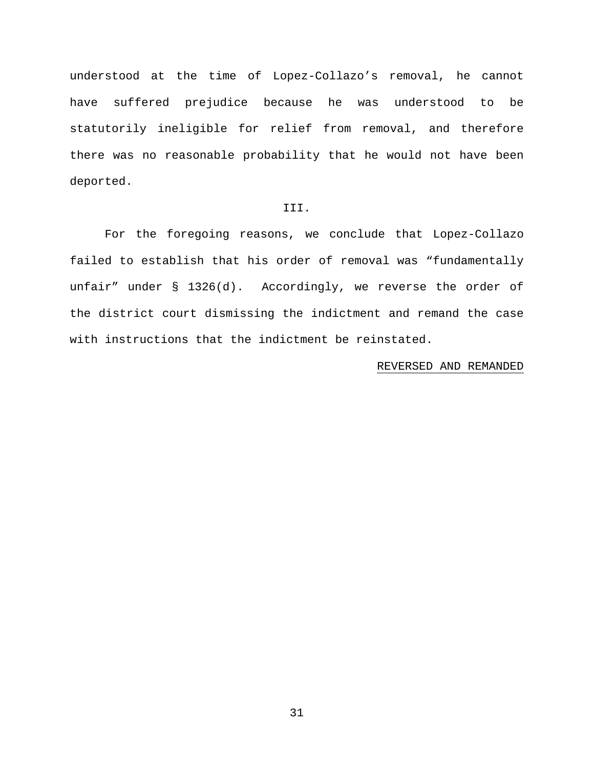understood at the time of Lopez-Collazo's removal, he cannot have suffered prejudice because he was understood to be statutorily ineligible for relief from removal, and therefore there was no reasonable probability that he would not have been deported.

III.

For the foregoing reasons, we conclude that Lopez-Collazo failed to establish that his order of removal was "fundamentally unfair" under § 1326(d). Accordingly, we reverse the order of the district court dismissing the indictment and remand the case with instructions that the indictment be reinstated.

REVERSED AND REMANDED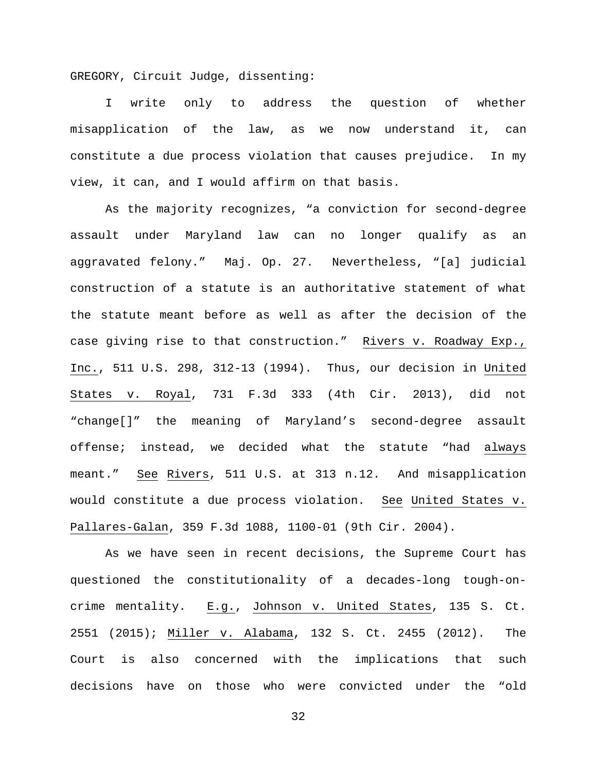GREGORY, Circuit Judge, dissenting:

I write only to address the question of whether misapplication of the law, as we now understand it, can constitute a due process violation that causes prejudice. In my view, it can, and I would affirm on that basis.

As the majority recognizes, "a conviction for second-degree assault under Maryland law can no longer qualify as an aggravated felony." Maj. Op. 27. Nevertheless, "[a] judicial construction of a statute is an authoritative statement of what the statute meant before as well as after the decision of the case giving rise to that construction." Rivers v. Roadway Exp., Inc., 511 U.S. 298, 312-13 (1994). Thus, our decision in United States v. Royal, 731 F.3d 333 (4th Cir. 2013), did not "change[]" the meaning of Maryland's second-degree assault offense; instead, we decided what the statute "had always meant." See Rivers, 511 U.S. at 313 n.12. And misapplication would constitute a due process violation. See United States v. Pallares-Galan, 359 F.3d 1088, 1100-01 (9th Cir. 2004).

As we have seen in recent decisions, the Supreme Court has questioned the constitutionality of a decades-long tough-on-crime mentality. E.g., Johnson v. United States, 135 S. Ct. 2551 (2015); Miller v. Alabama, 132 S. Ct. 2455 (2012). The Court is also concerned with the implications that such decisions have on those who were convicted under the "old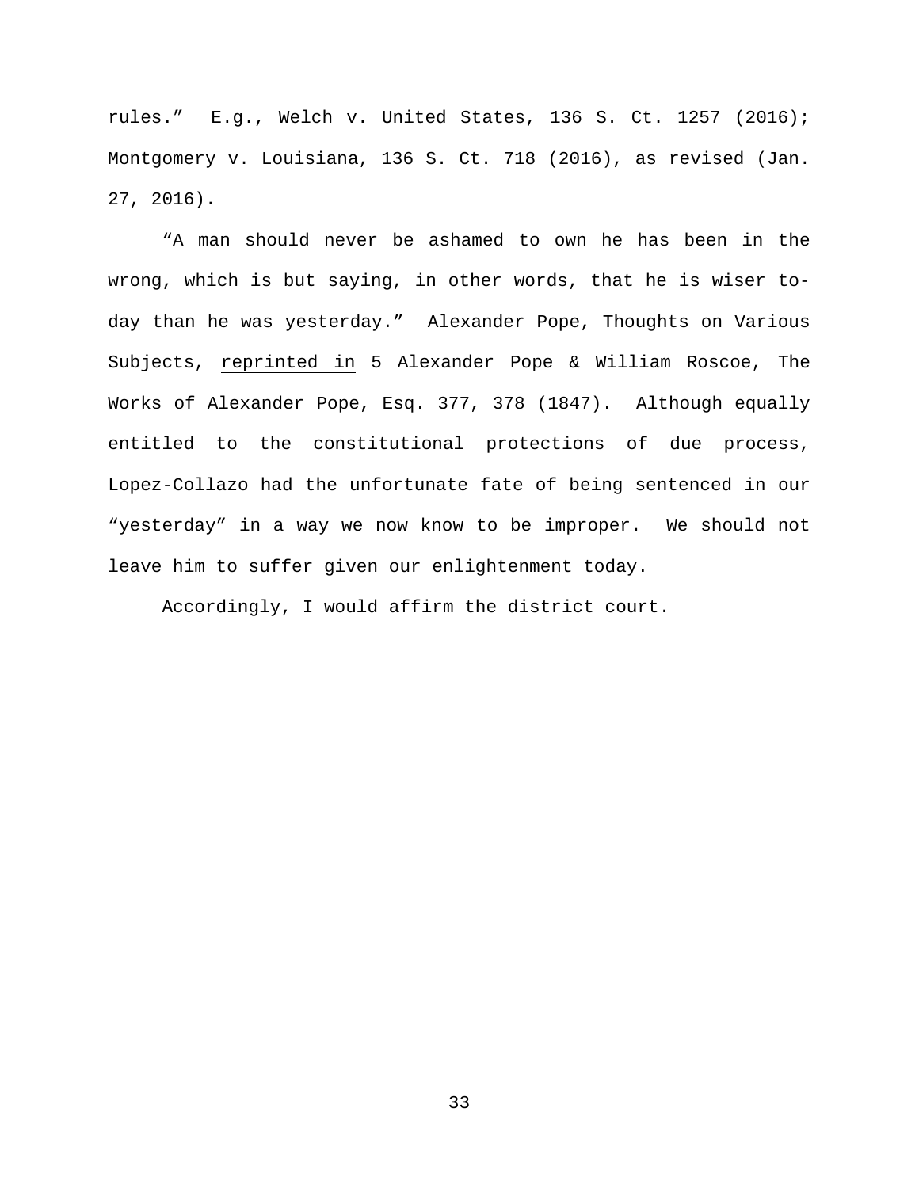rules." _E.g._, _Welch v. United States_, 136 S. Ct. 1257 (2016); _Montgomery v. Louisiana_, 136 S. Ct. 718 (2016), as revised (Jan. 27, 2016).

"A man should never be ashamed to own he has been in the wrong, which is but saying, in other words, that he is wiser to-day than he was yesterday." Alexander Pope, Thoughts on Various Subjects, _reprinted in_ 5 Alexander Pope & William Roscoe, The Works of Alexander Pope, Esq. 377, 378 (1847). Although equally entitled to the constitutional protections of due process, Lopez-Collazo had the unfortunate fate of being sentenced in our "yesterday" in a way we now know to be improper. We should not leave him to suffer given our enlightenment today.

Accordingly, I would affirm the district court.